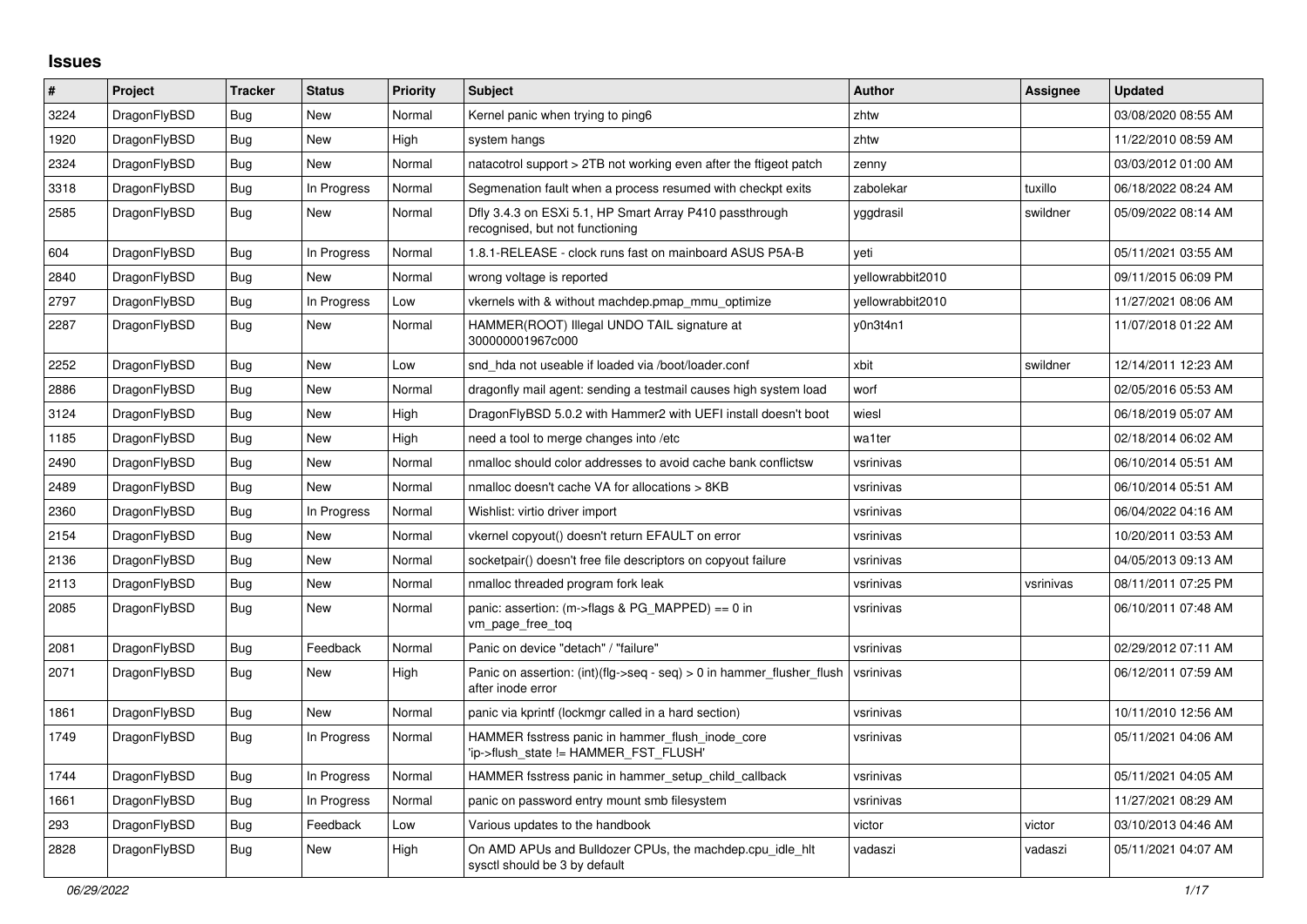# Issues

| # | Project | Tracker | Status | Priority | Subject | Author | Assignee | Updated |
|---|---|---|---|---|---|---|---|---|
| 3224 | DragonFlyBSD | Bug | New | Normal | Kernel panic when trying to ping6 | zhtw | | 03/08/2020 08:55 AM |
| 1920 | DragonFlyBSD | Bug | New | High | system hangs | zhtw | | 11/22/2010 08:59 AM |
| 2324 | DragonFlyBSD | Bug | New | Normal | natacotrol support > 2TB not working even after the ftigeot patch | zenny | | 03/03/2012 01:00 AM |
| 3318 | DragonFlyBSD | Bug | In Progress | Normal | Segmenation fault when a process resumed with checkpt exits | zabolekar | tuxillo | 06/18/2022 08:24 AM |
| 2585 | DragonFlyBSD | Bug | New | Normal | Dfly 3.4.3 on ESXi 5.1, HP Smart Array P410 passthrough recognised, but not functioning | yggdrasil | swildner | 05/09/2022 08:14 AM |
| 604 | DragonFlyBSD | Bug | In Progress | Normal | 1.8.1-RELEASE - clock runs fast on mainboard ASUS P5A-B | yeti | | 05/11/2021 03:55 AM |
| 2840 | DragonFlyBSD | Bug | New | Normal | wrong voltage is reported | yellowrabbit2010 | | 09/11/2015 06:09 PM |
| 2797 | DragonFlyBSD | Bug | In Progress | Low | vkernels with & without machdep.pmap_mmu_optimize | yellowrabbit2010 | | 11/27/2021 08:06 AM |
| 2287 | DragonFlyBSD | Bug | New | Normal | HAMMER(ROOT) Illegal UNDO TAIL signature at 300000001967c000 | y0n3t4n1 | | 11/07/2018 01:22 AM |
| 2252 | DragonFlyBSD | Bug | New | Low | snd_hda not useable if loaded via /boot/loader.conf | xbit | swildner | 12/14/2011 12:23 AM |
| 2886 | DragonFlyBSD | Bug | New | Normal | dragonfly mail agent: sending a testmail causes high system load | worf | | 02/05/2016 05:53 AM |
| 3124 | DragonFlyBSD | Bug | New | High | DragonFlyBSD 5.0.2 with Hammer2 with UEFI install doesn't boot | wiesl | | 06/18/2019 05:07 AM |
| 1185 | DragonFlyBSD | Bug | New | High | need a tool to merge changes into /etc | wa1ter | | 02/18/2014 06:02 AM |
| 2490 | DragonFlyBSD | Bug | New | Normal | nmalloc should color addresses to avoid cache bank conflictsw | vsrinivas | | 06/10/2014 05:51 AM |
| 2489 | DragonFlyBSD | Bug | New | Normal | nmalloc doesn't cache VA for allocations > 8KB | vsrinivas | | 06/10/2014 05:51 AM |
| 2360 | DragonFlyBSD | Bug | In Progress | Normal | Wishlist: virtio driver import | vsrinivas | | 06/04/2022 04:16 AM |
| 2154 | DragonFlyBSD | Bug | New | Normal | vkernel copyout() doesn't return EFAULT on error | vsrinivas | | 10/20/2011 03:53 AM |
| 2136 | DragonFlyBSD | Bug | New | Normal | socketpair() doesn't free file descriptors on copyout failure | vsrinivas | | 04/05/2013 09:13 AM |
| 2113 | DragonFlyBSD | Bug | New | Normal | nmalloc threaded program fork leak | vsrinivas | vsrinivas | 08/11/2011 07:25 PM |
| 2085 | DragonFlyBSD | Bug | New | Normal | panic: assertion: (m->flags & PG_MAPPED) == 0 in vm_page_free_toq | vsrinivas | | 06/10/2011 07:48 AM |
| 2081 | DragonFlyBSD | Bug | Feedback | Normal | Panic on device "detach" / "failure" | vsrinivas | | 02/29/2012 07:11 AM |
| 2071 | DragonFlyBSD | Bug | New | High | Panic on assertion: (int)(flg->seq - seq) > 0 in hammer_flusher_flush after inode error | vsrinivas | | 06/12/2011 07:59 AM |
| 1861 | DragonFlyBSD | Bug | New | Normal | panic via kprintf (lockmgr called in a hard section) | vsrinivas | | 10/11/2010 12:56 AM |
| 1749 | DragonFlyBSD | Bug | In Progress | Normal | HAMMER fsstress panic in hammer_flush_inode_core 'ip->flush_state != HAMMER_FST_FLUSH' | vsrinivas | | 05/11/2021 04:06 AM |
| 1744 | DragonFlyBSD | Bug | In Progress | Normal | HAMMER fsstress panic in hammer_setup_child_callback | vsrinivas | | 05/11/2021 04:05 AM |
| 1661 | DragonFlyBSD | Bug | In Progress | Normal | panic on password entry mount smb filesystem | vsrinivas | | 11/27/2021 08:29 AM |
| 293 | DragonFlyBSD | Bug | Feedback | Low | Various updates to the handbook | victor | victor | 03/10/2013 04:46 AM |
| 2828 | DragonFlyBSD | Bug | New | High | On AMD APUs and Bulldozer CPUs, the machdep.cpu_idle_hlt sysctl should be 3 by default | vadaszi | vadaszi | 05/11/2021 04:07 AM |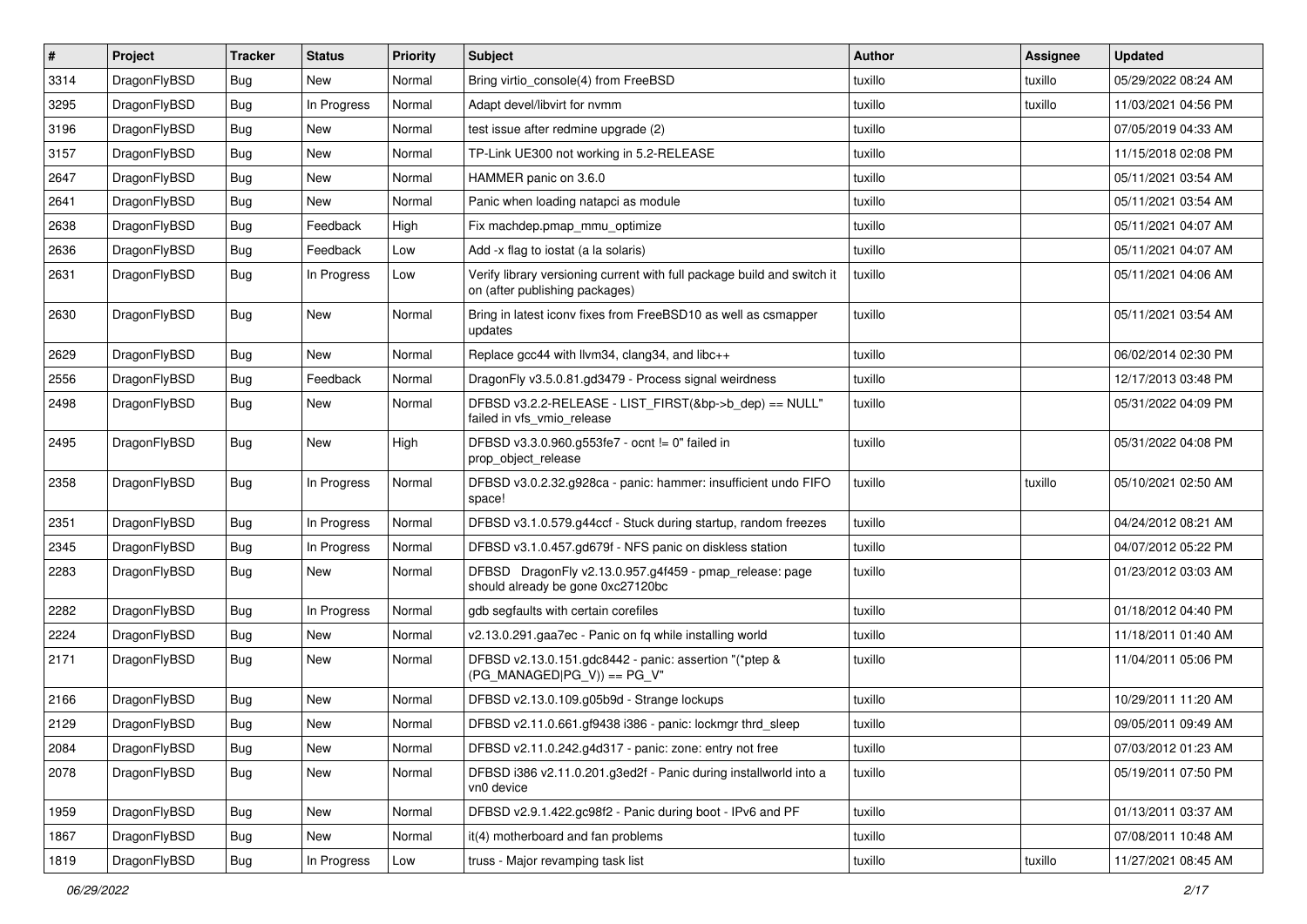| # | Project | Tracker | Status | Priority | Subject | Author | Assignee | Updated |
|---|---|---|---|---|---|---|---|---|
| 3314 | DragonFlyBSD | Bug | New | Normal | Bring virtio_console(4) from FreeBSD | tuxillo | tuxillo | 05/29/2022 08:24 AM |
| 3295 | DragonFlyBSD | Bug | In Progress | Normal | Adapt devel/libvirt for nvmm | tuxillo | tuxillo | 11/03/2021 04:56 PM |
| 3196 | DragonFlyBSD | Bug | New | Normal | test issue after redmine upgrade (2) | tuxillo | | 07/05/2019 04:33 AM |
| 3157 | DragonFlyBSD | Bug | New | Normal | TP-Link UE300 not working in 5.2-RELEASE | tuxillo | | 11/15/2018 02:08 PM |
| 2647 | DragonFlyBSD | Bug | New | Normal | HAMMER panic on 3.6.0 | tuxillo | | 05/11/2021 03:54 AM |
| 2641 | DragonFlyBSD | Bug | New | Normal | Panic when loading natapci as module | tuxillo | | 05/11/2021 03:54 AM |
| 2638 | DragonFlyBSD | Bug | Feedback | High | Fix machdep.pmap_mmu_optimize | tuxillo | | 05/11/2021 04:07 AM |
| 2636 | DragonFlyBSD | Bug | Feedback | Low | Add -x flag to iostat (a la solaris) | tuxillo | | 05/11/2021 04:07 AM |
| 2631 | DragonFlyBSD | Bug | In Progress | Low | Verify library versioning current with full package build and switch it on (after publishing packages) | tuxillo | | 05/11/2021 04:06 AM |
| 2630 | DragonFlyBSD | Bug | New | Normal | Bring in latest iconv fixes from FreeBSD10 as well as csmapper updates | tuxillo | | 05/11/2021 03:54 AM |
| 2629 | DragonFlyBSD | Bug | New | Normal | Replace gcc44 with llvm34, clang34, and libc++ | tuxillo | | 06/02/2014 02:30 PM |
| 2556 | DragonFlyBSD | Bug | Feedback | Normal | DragonFly v3.5.0.81.gd3479 - Process signal weirdness | tuxillo | | 12/17/2013 03:48 PM |
| 2498 | DragonFlyBSD | Bug | New | Normal | DFBSD v3.2.2-RELEASE - LIST_FIRST(&bp->b_dep) == NULL" failed in vfs_vmio_release | tuxillo | | 05/31/2022 04:09 PM |
| 2495 | DragonFlyBSD | Bug | New | High | DFBSD v3.3.0.960.g553fe7 - ocnt != 0" failed in prop_object_release | tuxillo | | 05/31/2022 04:08 PM |
| 2358 | DragonFlyBSD | Bug | In Progress | Normal | DFBSD v3.0.2.32.g928ca - panic: hammer: insufficient undo FIFO space! | tuxillo | tuxillo | 05/10/2021 02:50 AM |
| 2351 | DragonFlyBSD | Bug | In Progress | Normal | DFBSD v3.1.0.579.g44ccf - Stuck during startup, random freezes | tuxillo | | 04/24/2012 08:21 AM |
| 2345 | DragonFlyBSD | Bug | In Progress | Normal | DFBSD v3.1.0.457.gd679f - NFS panic on diskless station | tuxillo | | 04/07/2012 05:22 PM |
| 2283 | DragonFlyBSD | Bug | New | Normal | DFBSD DragonFly v2.13.0.957.g4f459 - pmap_release: page should already be gone 0xc27120bc | tuxillo | | 01/23/2012 03:03 AM |
| 2282 | DragonFlyBSD | Bug | In Progress | Normal | gdb segfaults with certain corefiles | tuxillo | | 01/18/2012 04:40 PM |
| 2224 | DragonFlyBSD | Bug | New | Normal | v2.13.0.291.gaa7ec - Panic on fq while installing world | tuxillo | | 11/18/2011 01:40 AM |
| 2171 | DragonFlyBSD | Bug | New | Normal | DFBSD v2.13.0.151.gdc8442 - panic: assertion "(*ptep & (PG_MANAGED\|PG_V)) == PG_V" | tuxillo | | 11/04/2011 05:06 PM |
| 2166 | DragonFlyBSD | Bug | New | Normal | DFBSD v2.13.0.109.g05b9d - Strange lockups | tuxillo | | 10/29/2011 11:20 AM |
| 2129 | DragonFlyBSD | Bug | New | Normal | DFBSD v2.11.0.661.gf9438 i386 - panic: lockmgr thrd_sleep | tuxillo | | 09/05/2011 09:49 AM |
| 2084 | DragonFlyBSD | Bug | New | Normal | DFBSD v2.11.0.242.g4d317 - panic: zone: entry not free | tuxillo | | 07/03/2012 01:23 AM |
| 2078 | DragonFlyBSD | Bug | New | Normal | DFBSD i386 v2.11.0.201.g3ed2f - Panic during installworld into a vn0 device | tuxillo | | 05/19/2011 07:50 PM |
| 1959 | DragonFlyBSD | Bug | New | Normal | DFBSD v2.9.1.422.gc98f2 - Panic during boot - IPv6 and PF | tuxillo | | 01/13/2011 03:37 AM |
| 1867 | DragonFlyBSD | Bug | New | Normal | it(4) motherboard and fan problems | tuxillo | | 07/08/2011 10:48 AM |
| 1819 | DragonFlyBSD | Bug | In Progress | Low | truss - Major revamping task list | tuxillo | tuxillo | 11/27/2021 08:45 AM |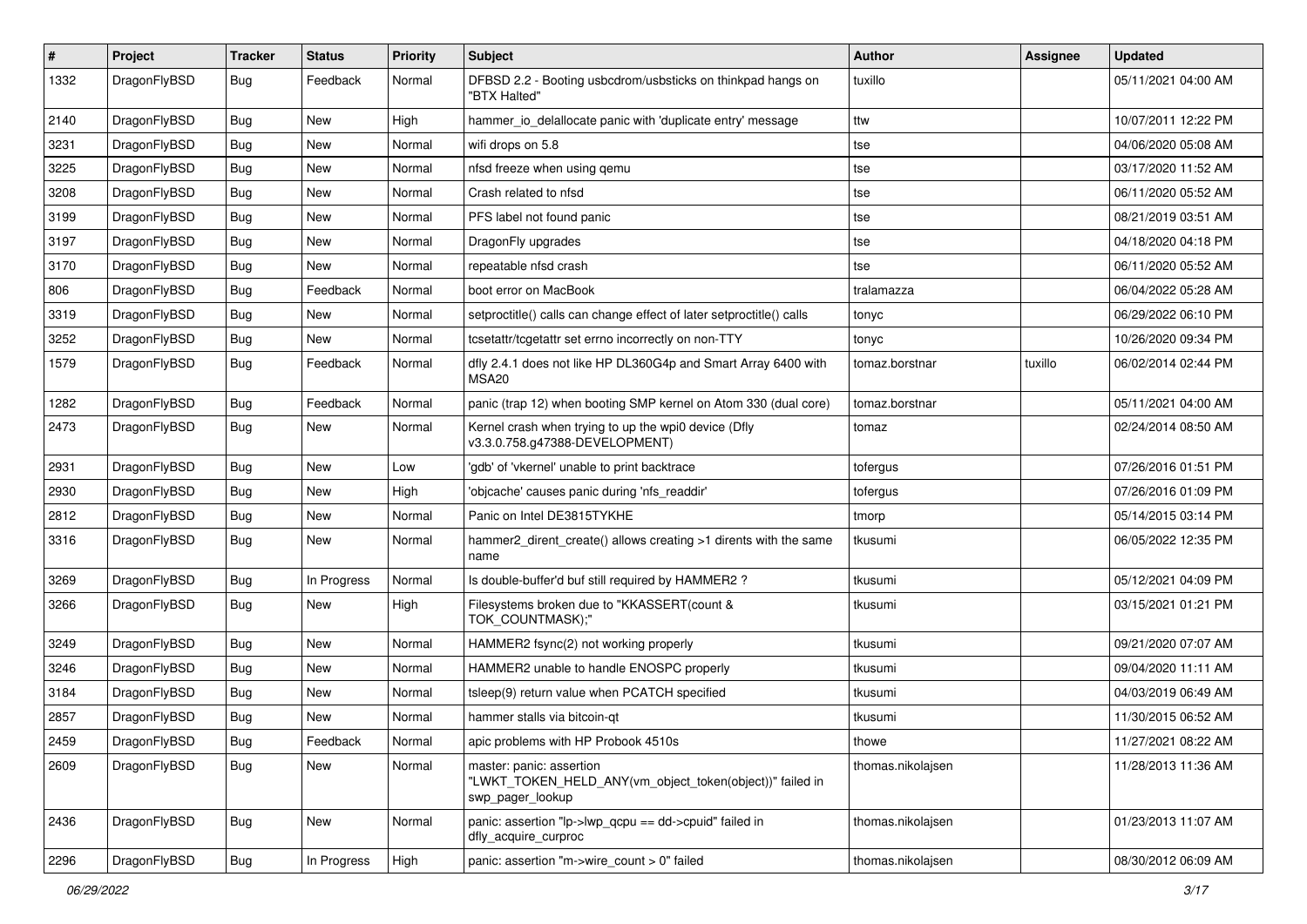| # | Project | Tracker | Status | Priority | Subject | Author | Assignee | Updated |
|---|---|---|---|---|---|---|---|---|
| 1332 | DragonFlyBSD | Bug | Feedback | Normal | DFBSD 2.2 - Booting usbcdrom/usbsticks on thinkpad hangs on "BTX Halted" | tuxillo | | 05/11/2021 04:00 AM |
| 2140 | DragonFlyBSD | Bug | New | High | hammer_io_delallocate panic with 'duplicate entry' message | ttw | | 10/07/2011 12:22 PM |
| 3231 | DragonFlyBSD | Bug | New | Normal | wifi drops on 5.8 | tse | | 04/06/2020 05:08 AM |
| 3225 | DragonFlyBSD | Bug | New | Normal | nfsd freeze when using qemu | tse | | 03/17/2020 11:52 AM |
| 3208 | DragonFlyBSD | Bug | New | Normal | Crash related to nfsd | tse | | 06/11/2020 05:52 AM |
| 3199 | DragonFlyBSD | Bug | New | Normal | PFS label not found panic | tse | | 08/21/2019 03:51 AM |
| 3197 | DragonFlyBSD | Bug | New | Normal | DragonFly upgrades | tse | | 04/18/2020 04:18 PM |
| 3170 | DragonFlyBSD | Bug | New | Normal | repeatable nfsd crash | tse | | 06/11/2020 05:52 AM |
| 806 | DragonFlyBSD | Bug | Feedback | Normal | boot error on MacBook | tralamazza | | 06/04/2022 05:28 AM |
| 3319 | DragonFlyBSD | Bug | New | Normal | setproctitle() calls can change effect of later setproctitle() calls | tonyc | | 06/29/2022 06:10 PM |
| 3252 | DragonFlyBSD | Bug | New | Normal | tcsetattr/tcgetattr set errno incorrectly on non-TTY | tonyc | | 10/26/2020 09:34 PM |
| 1579 | DragonFlyBSD | Bug | Feedback | Normal | dfly 2.4.1 does not like HP DL360G4p and Smart Array 6400 with MSA20 | tomaz.borstnar | tuxillo | 06/02/2014 02:44 PM |
| 1282 | DragonFlyBSD | Bug | Feedback | Normal | panic (trap 12) when booting SMP kernel on Atom 330 (dual core) | tomaz.borstnar | | 05/11/2021 04:00 AM |
| 2473 | DragonFlyBSD | Bug | New | Normal | Kernel crash when trying to up the wpi0 device (Dfly v3.3.0.758.g47388-DEVELOPMENT) | tomaz | | 02/24/2014 08:50 AM |
| 2931 | DragonFlyBSD | Bug | New | Low | 'gdb' of 'vkernel' unable to print backtrace | tofergus | | 07/26/2016 01:51 PM |
| 2930 | DragonFlyBSD | Bug | New | High | 'objcache' causes panic during 'nfs_readdir' | tofergus | | 07/26/2016 01:09 PM |
| 2812 | DragonFlyBSD | Bug | New | Normal | Panic on Intel DE3815TYKHE | tmorp | | 05/14/2015 03:14 PM |
| 3316 | DragonFlyBSD | Bug | New | Normal | hammer2_dirent_create() allows creating >1 dirents with the same name | tkusumi | | 06/05/2022 12:35 PM |
| 3269 | DragonFlyBSD | Bug | In Progress | Normal | Is double-buffer'd buf still required by HAMMER2 ? | tkusumi | | 05/12/2021 04:09 PM |
| 3266 | DragonFlyBSD | Bug | New | High | Filesystems broken due to "KKASSERT(count & TOK_COUNTMASK);" | tkusumi | | 03/15/2021 01:21 PM |
| 3249 | DragonFlyBSD | Bug | New | Normal | HAMMER2 fsync(2) not working properly | tkusumi | | 09/21/2020 07:07 AM |
| 3246 | DragonFlyBSD | Bug | New | Normal | HAMMER2 unable to handle ENOSPC properly | tkusumi | | 09/04/2020 11:11 AM |
| 3184 | DragonFlyBSD | Bug | New | Normal | tsleep(9) return value when PCATCH specified | tkusumi | | 04/03/2019 06:49 AM |
| 2857 | DragonFlyBSD | Bug | New | Normal | hammer stalls via bitcoin-qt | tkusumi | | 11/30/2015 06:52 AM |
| 2459 | DragonFlyBSD | Bug | Feedback | Normal | apic problems with HP Probook 4510s | thowe | | 11/27/2021 08:22 AM |
| 2609 | DragonFlyBSD | Bug | New | Normal | master: panic: assertion "LWKT_TOKEN_HELD_ANY(vm_object_token(object))" failed in swp_pager_lookup | thomas.nikolajsen | | 11/28/2013 11:36 AM |
| 2436 | DragonFlyBSD | Bug | New | Normal | panic: assertion "lp->lwp_qcpu == dd->cpuid" failed in dfly_acquire_curproc | thomas.nikolajsen | | 01/23/2013 11:07 AM |
| 2296 | DragonFlyBSD | Bug | In Progress | High | panic: assertion "m->wire_count > 0" failed | thomas.nikolajsen | | 08/30/2012 06:09 AM |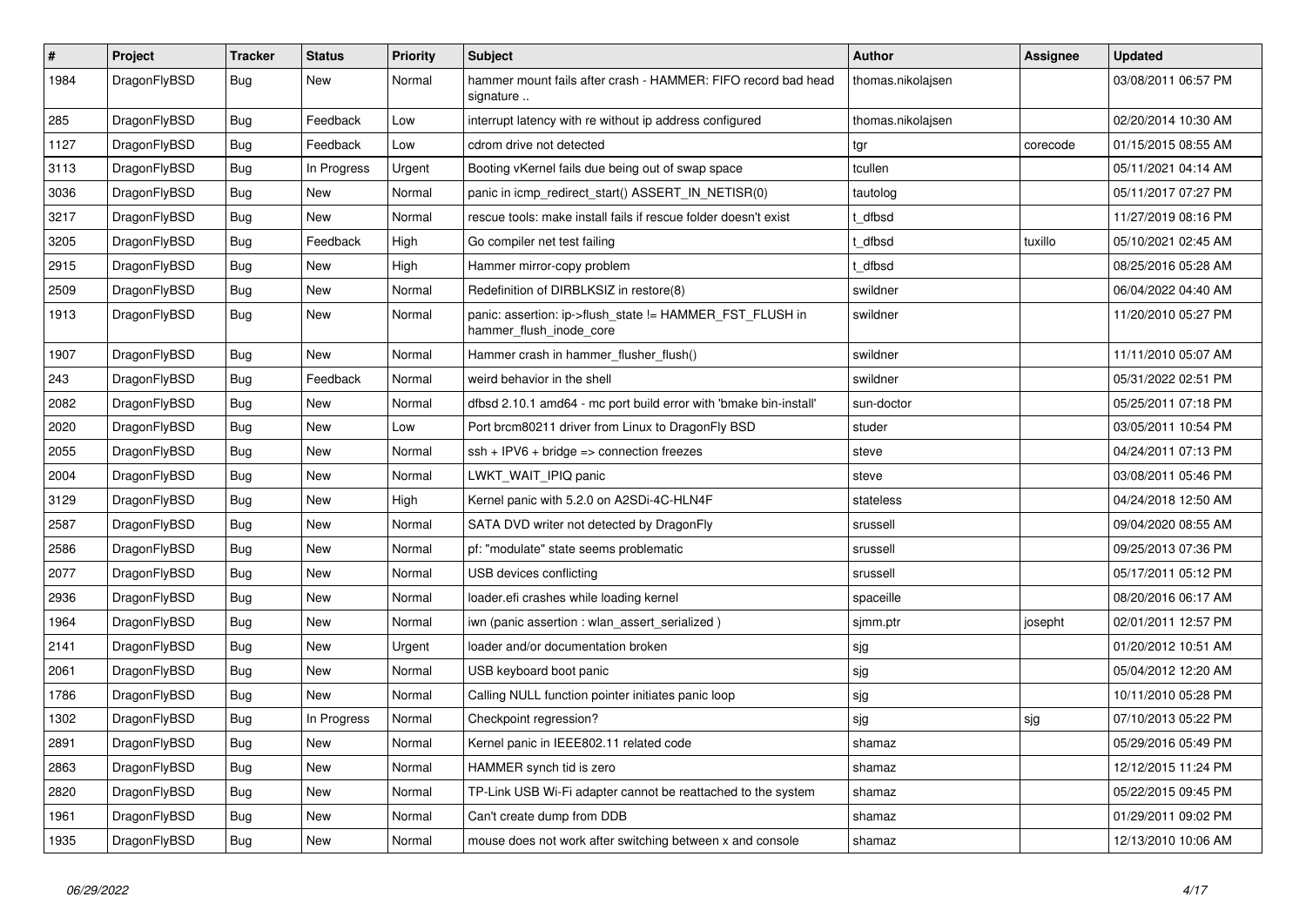| # | Project | Tracker | Status | Priority | Subject | Author | Assignee | Updated |
|---|---|---|---|---|---|---|---|---|
| 1984 | DragonFlyBSD | Bug | New | Normal | hammer mount fails after crash - HAMMER: FIFO record bad head signature .. | thomas.nikolajsen | | 03/08/2011 06:57 PM |
| 285 | DragonFlyBSD | Bug | Feedback | Low | interrupt latency with re without ip address configured | thomas.nikolajsen | | 02/20/2014 10:30 AM |
| 1127 | DragonFlyBSD | Bug | Feedback | Low | cdrom drive not detected | tgr | corecode | 01/15/2015 08:55 AM |
| 3113 | DragonFlyBSD | Bug | In Progress | Urgent | Booting vKernel fails due being out of swap space | tcullen | | 05/11/2021 04:14 AM |
| 3036 | DragonFlyBSD | Bug | New | Normal | panic in icmp_redirect_start() ASSERT_IN_NETISR(0) | tautolog | | 05/11/2017 07:27 PM |
| 3217 | DragonFlyBSD | Bug | New | Normal | rescue tools: make install fails if rescue folder doesn't exist | t_dfbsd | | 11/27/2019 08:16 PM |
| 3205 | DragonFlyBSD | Bug | Feedback | High | Go compiler net test failing | t_dfbsd | tuxillo | 05/10/2021 02:45 AM |
| 2915 | DragonFlyBSD | Bug | New | High | Hammer mirror-copy problem | t_dfbsd | | 08/25/2016 05:28 AM |
| 2509 | DragonFlyBSD | Bug | New | Normal | Redefinition of DIRBLKSIZ in restore(8) | swildner | | 06/04/2022 04:40 AM |
| 1913 | DragonFlyBSD | Bug | New | Normal | panic: assertion: ip->flush_state != HAMMER_FST_FLUSH in hammer_flush_inode_core | swildner | | 11/20/2010 05:27 PM |
| 1907 | DragonFlyBSD | Bug | New | Normal | Hammer crash in hammer_flusher_flush() | swildner | | 11/11/2010 05:07 AM |
| 243 | DragonFlyBSD | Bug | Feedback | Normal | weird behavior in the shell | swildner | | 05/31/2022 02:51 PM |
| 2082 | DragonFlyBSD | Bug | New | Normal | dfbsd 2.10.1 amd64 - mc port build error with 'bmake bin-install' | sun-doctor | | 05/25/2011 07:18 PM |
| 2020 | DragonFlyBSD | Bug | New | Low | Port brcm80211 driver from Linux to DragonFly BSD | studer | | 03/05/2011 10:54 PM |
| 2055 | DragonFlyBSD | Bug | New | Normal | ssh + IPV6 + bridge => connection freezes | steve | | 04/24/2011 07:13 PM |
| 2004 | DragonFlyBSD | Bug | New | Normal | LWKT_WAIT_IPIQ panic | steve | | 03/08/2011 05:46 PM |
| 3129 | DragonFlyBSD | Bug | New | High | Kernel panic with 5.2.0 on A2SDi-4C-HLN4F | stateless | | 04/24/2018 12:50 AM |
| 2587 | DragonFlyBSD | Bug | New | Normal | SATA DVD writer not detected by DragonFly | srussell | | 09/04/2020 08:55 AM |
| 2586 | DragonFlyBSD | Bug | New | Normal | pf: "modulate" state seems problematic | srussell | | 09/25/2013 07:36 PM |
| 2077 | DragonFlyBSD | Bug | New | Normal | USB devices conflicting | srussell | | 05/17/2011 05:12 PM |
| 2936 | DragonFlyBSD | Bug | New | Normal | loader.efi crashes while loading kernel | spaceille | | 08/20/2016 06:17 AM |
| 1964 | DragonFlyBSD | Bug | New | Normal | iwn (panic assertion : wlan_assert_serialized ) | sjmm.ptr | josepht | 02/01/2011 12:57 PM |
| 2141 | DragonFlyBSD | Bug | New | Urgent | loader and/or documentation broken | sjg | | 01/20/2012 10:51 AM |
| 2061 | DragonFlyBSD | Bug | New | Normal | USB keyboard boot panic | sjg | | 05/04/2012 12:20 AM |
| 1786 | DragonFlyBSD | Bug | New | Normal | Calling NULL function pointer initiates panic loop | sjg | | 10/11/2010 05:28 PM |
| 1302 | DragonFlyBSD | Bug | In Progress | Normal | Checkpoint regression? | sjg | sjg | 07/10/2013 05:22 PM |
| 2891 | DragonFlyBSD | Bug | New | Normal | Kernel panic in IEEE802.11 related code | shamaz | | 05/29/2016 05:49 PM |
| 2863 | DragonFlyBSD | Bug | New | Normal | HAMMER synch tid is zero | shamaz | | 12/12/2015 11:24 PM |
| 2820 | DragonFlyBSD | Bug | New | Normal | TP-Link USB Wi-Fi adapter cannot be reattached to the system | shamaz | | 05/22/2015 09:45 PM |
| 1961 | DragonFlyBSD | Bug | New | Normal | Can't create dump from DDB | shamaz | | 01/29/2011 09:02 PM |
| 1935 | DragonFlyBSD | Bug | New | Normal | mouse does not work after switching between x and console | shamaz | | 12/13/2010 10:06 AM |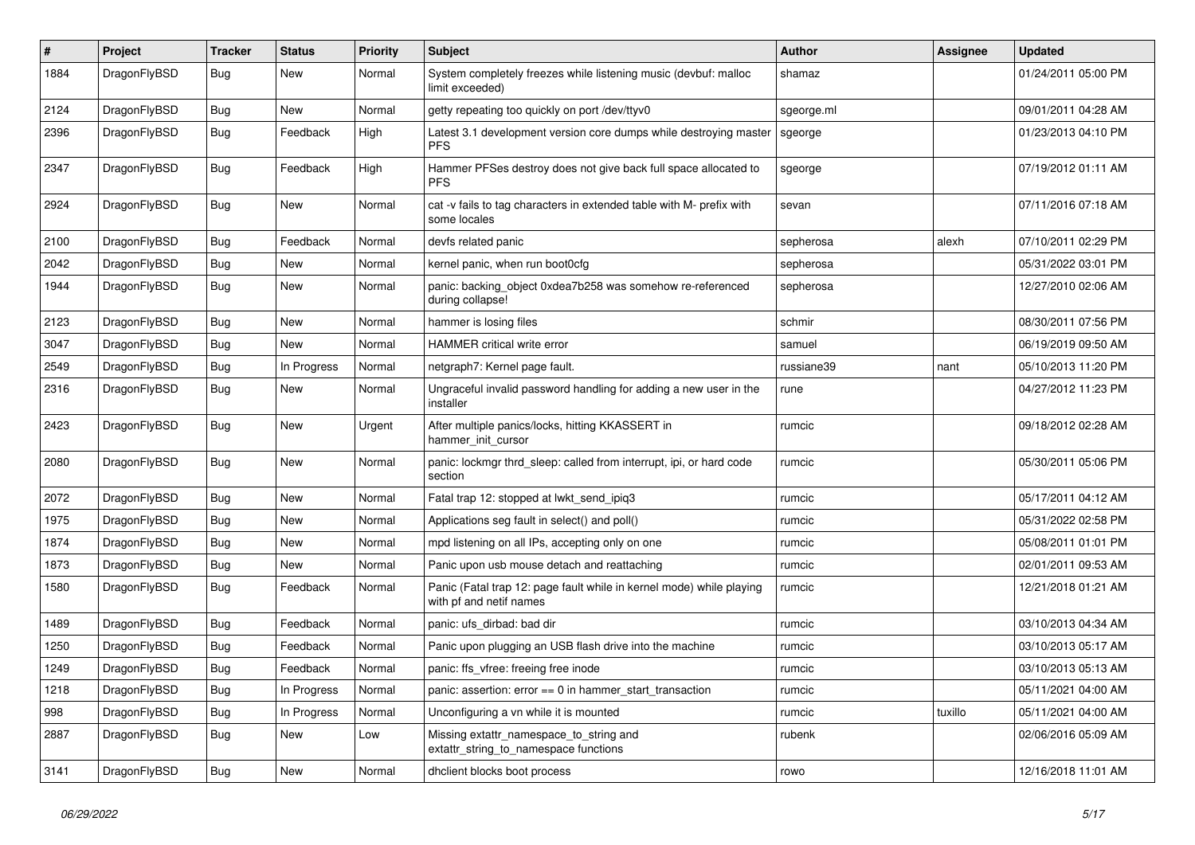| # | Project | Tracker | Status | Priority | Subject | Author | Assignee | Updated |
|---|---|---|---|---|---|---|---|---|
| 1884 | DragonFlyBSD | Bug | New | Normal | System completely freezes while listening music (devbuf: malloc limit exceeded) | shamaz | | 01/24/2011 05:00 PM |
| 2124 | DragonFlyBSD | Bug | New | Normal | getty repeating too quickly on port /dev/ttyv0 | sgeorge.ml | | 09/01/2011 04:28 AM |
| 2396 | DragonFlyBSD | Bug | Feedback | High | Latest 3.1 development version core dumps while destroying master PFS | sgeorge | | 01/23/2013 04:10 PM |
| 2347 | DragonFlyBSD | Bug | Feedback | High | Hammer PFSes destroy does not give back full space allocated to PFS | sgeorge | | 07/19/2012 01:11 AM |
| 2924 | DragonFlyBSD | Bug | New | Normal | cat -v fails to tag characters in extended table with M- prefix with some locales | sevan | | 07/11/2016 07:18 AM |
| 2100 | DragonFlyBSD | Bug | Feedback | Normal | devfs related panic | sepherosa | alexh | 07/10/2011 02:29 PM |
| 2042 | DragonFlyBSD | Bug | New | Normal | kernel panic, when run boot0cfg | sepherosa | | 05/31/2022 03:01 PM |
| 1944 | DragonFlyBSD | Bug | New | Normal | panic: backing_object 0xdea7b258 was somehow re-referenced during collapse! | sepherosa | | 12/27/2010 02:06 AM |
| 2123 | DragonFlyBSD | Bug | New | Normal | hammer is losing files | schmir | | 08/30/2011 07:56 PM |
| 3047 | DragonFlyBSD | Bug | New | Normal | HAMMER critical write error | samuel | | 06/19/2019 09:50 AM |
| 2549 | DragonFlyBSD | Bug | In Progress | Normal | netgraph7: Kernel page fault. | russiane39 | nant | 05/10/2013 11:20 PM |
| 2316 | DragonFlyBSD | Bug | New | Normal | Ungraceful invalid password handling for adding a new user in the installer | rune | | 04/27/2012 11:23 PM |
| 2423 | DragonFlyBSD | Bug | New | Urgent | After multiple panics/locks, hitting KKASSERT in hammer_init_cursor | rumcic | | 09/18/2012 02:28 AM |
| 2080 | DragonFlyBSD | Bug | New | Normal | panic: lockmgr thrd_sleep: called from interrupt, ipi, or hard code section | rumcic | | 05/30/2011 05:06 PM |
| 2072 | DragonFlyBSD | Bug | New | Normal | Fatal trap 12: stopped at lwkt_send_ipiq3 | rumcic | | 05/17/2011 04:12 AM |
| 1975 | DragonFlyBSD | Bug | New | Normal | Applications seg fault in select() and poll() | rumcic | | 05/31/2022 02:58 PM |
| 1874 | DragonFlyBSD | Bug | New | Normal | mpd listening on all IPs, accepting only on one | rumcic | | 05/08/2011 01:01 PM |
| 1873 | DragonFlyBSD | Bug | New | Normal | Panic upon usb mouse detach and reattaching | rumcic | | 02/01/2011 09:53 AM |
| 1580 | DragonFlyBSD | Bug | Feedback | Normal | Panic (Fatal trap 12: page fault while in kernel mode) while playing with pf and netif names | rumcic | | 12/21/2018 01:21 AM |
| 1489 | DragonFlyBSD | Bug | Feedback | Normal | panic: ufs_dirbad: bad dir | rumcic | | 03/10/2013 04:34 AM |
| 1250 | DragonFlyBSD | Bug | Feedback | Normal | Panic upon plugging an USB flash drive into the machine | rumcic | | 03/10/2013 05:17 AM |
| 1249 | DragonFlyBSD | Bug | Feedback | Normal | panic: ffs_vfree: freeing free inode | rumcic | | 03/10/2013 05:13 AM |
| 1218 | DragonFlyBSD | Bug | In Progress | Normal | panic: assertion: error == 0 in hammer_start_transaction | rumcic | | 05/11/2021 04:00 AM |
| 998 | DragonFlyBSD | Bug | In Progress | Normal | Unconfiguring a vn while it is mounted | rumcic | tuxillo | 05/11/2021 04:00 AM |
| 2887 | DragonFlyBSD | Bug | New | Low | Missing extattr_namespace_to_string and extattr_string_to_namespace functions | rubenk | | 02/06/2016 05:09 AM |
| 3141 | DragonFlyBSD | Bug | New | Normal | dhclient blocks boot process | rowo | | 12/16/2018 11:01 AM |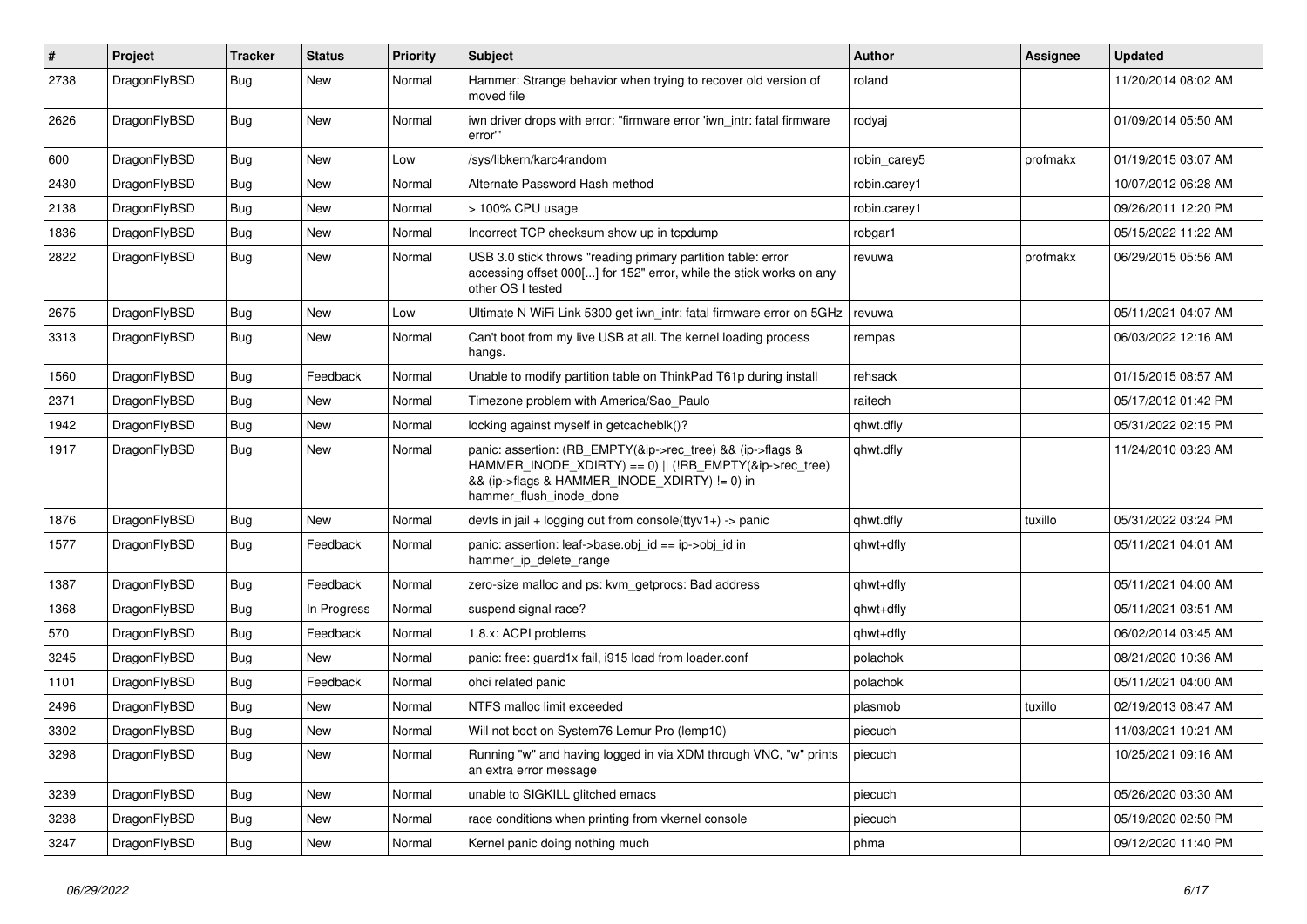| # | Project | Tracker | Status | Priority | Subject | Author | Assignee | Updated |
|---|---|---|---|---|---|---|---|---|
| 2738 | DragonFlyBSD | Bug | New | Normal | Hammer: Strange behavior when trying to recover old version of moved file | roland | | 11/20/2014 08:02 AM |
| 2626 | DragonFlyBSD | Bug | New | Normal | iwn driver drops with error: "firmware error 'iwn_intr: fatal firmware error'" | rodyaj | | 01/09/2014 05:50 AM |
| 600 | DragonFlyBSD | Bug | New | Low | /sys/libkern/karc4random | robin_carey5 | profmakx | 01/19/2015 03:07 AM |
| 2430 | DragonFlyBSD | Bug | New | Normal | Alternate Password Hash method | robin.carey1 | | 10/07/2012 06:28 AM |
| 2138 | DragonFlyBSD | Bug | New | Normal | > 100% CPU usage | robin.carey1 | | 09/26/2011 12:20 PM |
| 1836 | DragonFlyBSD | Bug | New | Normal | Incorrect TCP checksum show up in tcpdump | robgar1 | | 05/15/2022 11:22 AM |
| 2822 | DragonFlyBSD | Bug | New | Normal | USB 3.0 stick throws "reading primary partition table: error accessing offset 000[...] for 152" error, while the stick works on any other OS I tested | revuwa | profmakx | 06/29/2015 05:56 AM |
| 2675 | DragonFlyBSD | Bug | New | Low | Ultimate N WiFi Link 5300 get iwn_intr: fatal firmware error on 5GHz | revuwa | | 05/11/2021 04:07 AM |
| 3313 | DragonFlyBSD | Bug | New | Normal | Can't boot from my live USB at all. The kernel loading process hangs. | rempas | | 06/03/2022 12:16 AM |
| 1560 | DragonFlyBSD | Bug | Feedback | Normal | Unable to modify partition table on ThinkPad T61p during install | rehsack | | 01/15/2015 08:57 AM |
| 2371 | DragonFlyBSD | Bug | New | Normal | Timezone problem with America/Sao_Paulo | raitech | | 05/17/2012 01:42 PM |
| 1942 | DragonFlyBSD | Bug | New | Normal | locking against myself in getcacheblk()? | qhwt.dfly | | 05/31/2022 02:15 PM |
| 1917 | DragonFlyBSD | Bug | New | Normal | panic: assertion: (RB_EMPTY(&ip->rec_tree) && (ip->flags & HAMMER_INODE_XDIRTY) == 0) \|\| (!RB_EMPTY(&ip->rec_tree) && (ip->flags & HAMMER_INODE_XDIRTY) != 0) in hammer_flush_inode_done | qhwt.dfly | | 11/24/2010 03:23 AM |
| 1876 | DragonFlyBSD | Bug | New | Normal | devfs in jail + logging out from console(ttyv1+) -> panic | qhwt.dfly | tuxillo | 05/31/2022 03:24 PM |
| 1577 | DragonFlyBSD | Bug | Feedback | Normal | panic: assertion: leaf->base.obj_id == ip->obj_id in hammer_ip_delete_range | qhwt+dfly | | 05/11/2021 04:01 AM |
| 1387 | DragonFlyBSD | Bug | Feedback | Normal | zero-size malloc and ps: kvm_getprocs: Bad address | qhwt+dfly | | 05/11/2021 04:00 AM |
| 1368 | DragonFlyBSD | Bug | In Progress | Normal | suspend signal race? | qhwt+dfly | | 05/11/2021 03:51 AM |
| 570 | DragonFlyBSD | Bug | Feedback | Normal | 1.8.x: ACPI problems | qhwt+dfly | | 06/02/2014 03:45 AM |
| 3245 | DragonFlyBSD | Bug | New | Normal | panic: free: guard1x fail, i915 load from loader.conf | polachok | | 08/21/2020 10:36 AM |
| 1101 | DragonFlyBSD | Bug | Feedback | Normal | ohci related panic | polachok | | 05/11/2021 04:00 AM |
| 2496 | DragonFlyBSD | Bug | New | Normal | NTFS malloc limit exceeded | plasmob | tuxillo | 02/19/2013 08:47 AM |
| 3302 | DragonFlyBSD | Bug | New | Normal | Will not boot on System76 Lemur Pro (lemp10) | piecuch | | 11/03/2021 10:21 AM |
| 3298 | DragonFlyBSD | Bug | New | Normal | Running "w" and having logged in via XDM through VNC, "w" prints an extra error message | piecuch | | 10/25/2021 09:16 AM |
| 3239 | DragonFlyBSD | Bug | New | Normal | unable to SIGKILL glitched emacs | piecuch | | 05/26/2020 03:30 AM |
| 3238 | DragonFlyBSD | Bug | New | Normal | race conditions when printing from vkernel console | piecuch | | 05/19/2020 02:50 PM |
| 3247 | DragonFlyBSD | Bug | New | Normal | Kernel panic doing nothing much | phma | | 09/12/2020 11:40 PM |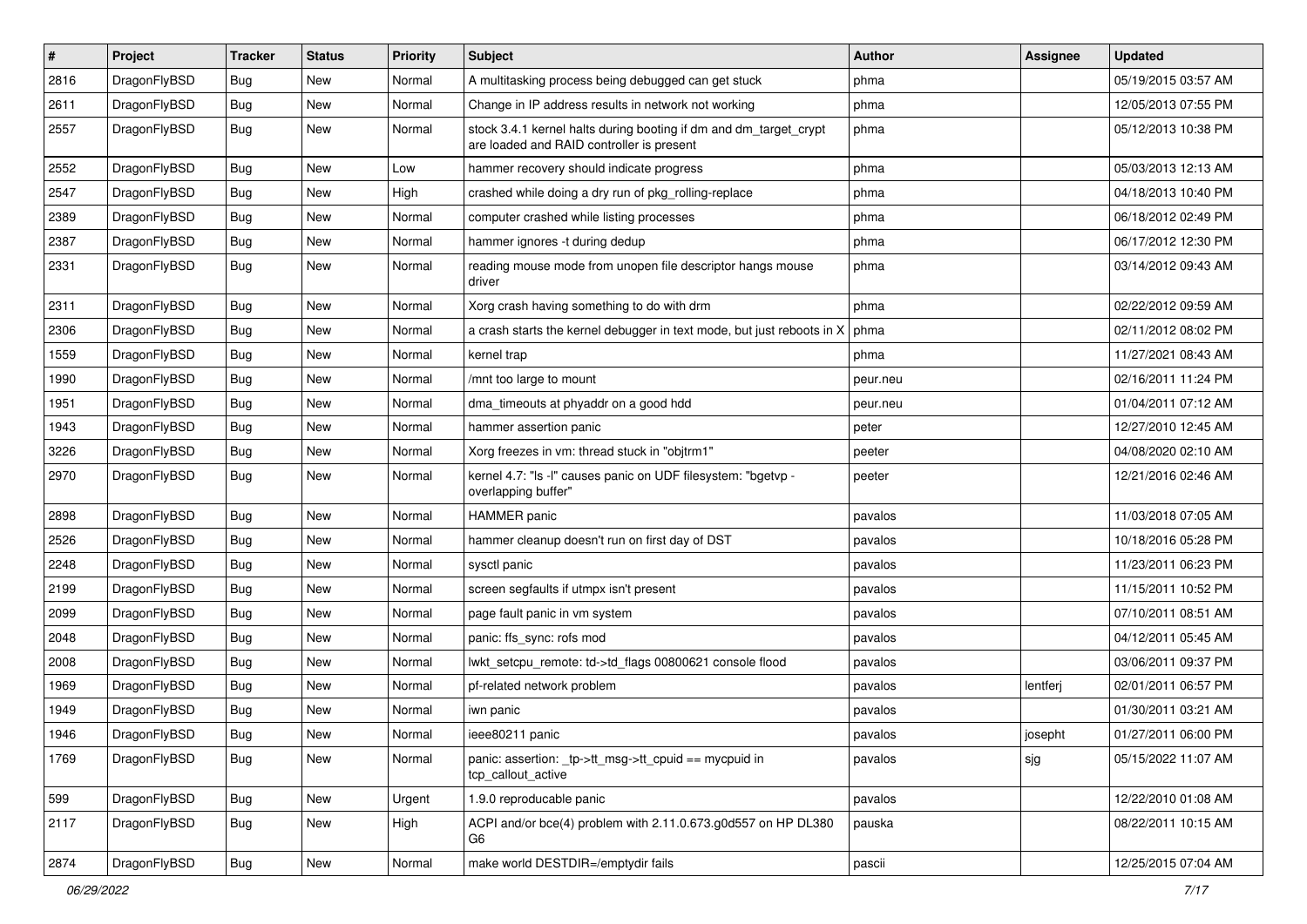| # | Project | Tracker | Status | Priority | Subject | Author | Assignee | Updated |
|---|---|---|---|---|---|---|---|---|
| 2816 | DragonFlyBSD | Bug | New | Normal | A multitasking process being debugged can get stuck | phma | | 05/19/2015 03:57 AM |
| 2611 | DragonFlyBSD | Bug | New | Normal | Change in IP address results in network not working | phma | | 12/05/2013 07:55 PM |
| 2557 | DragonFlyBSD | Bug | New | Normal | stock 3.4.1 kernel halts during booting if dm and dm_target_crypt are loaded and RAID controller is present | phma | | 05/12/2013 10:38 PM |
| 2552 | DragonFlyBSD | Bug | New | Low | hammer recovery should indicate progress | phma | | 05/03/2013 12:13 AM |
| 2547 | DragonFlyBSD | Bug | New | High | crashed while doing a dry run of pkg_rolling-replace | phma | | 04/18/2013 10:40 PM |
| 2389 | DragonFlyBSD | Bug | New | Normal | computer crashed while listing processes | phma | | 06/18/2012 02:49 PM |
| 2387 | DragonFlyBSD | Bug | New | Normal | hammer ignores -t during dedup | phma | | 06/17/2012 12:30 PM |
| 2331 | DragonFlyBSD | Bug | New | Normal | reading mouse mode from unopen file descriptor hangs mouse driver | phma | | 03/14/2012 09:43 AM |
| 2311 | DragonFlyBSD | Bug | New | Normal | Xorg crash having something to do with drm | phma | | 02/22/2012 09:59 AM |
| 2306 | DragonFlyBSD | Bug | New | Normal | a crash starts the kernel debugger in text mode, but just reboots in X | phma | | 02/11/2012 08:02 PM |
| 1559 | DragonFlyBSD | Bug | New | Normal | kernel trap | phma | | 11/27/2021 08:43 AM |
| 1990 | DragonFlyBSD | Bug | New | Normal | /mnt too large to mount | peur.neu | | 02/16/2011 11:24 PM |
| 1951 | DragonFlyBSD | Bug | New | Normal | dma_timeouts at phyaddr on a good hdd | peur.neu | | 01/04/2011 07:12 AM |
| 1943 | DragonFlyBSD | Bug | New | Normal | hammer assertion panic | peter | | 12/27/2010 12:45 AM |
| 3226 | DragonFlyBSD | Bug | New | Normal | Xorg freezes in vm: thread stuck in "objtrm1" | peeter | | 04/08/2020 02:10 AM |
| 2970 | DragonFlyBSD | Bug | New | Normal | kernel 4.7: "ls -l" causes panic on UDF filesystem: "bgetvp - overlapping buffer" | peeter | | 12/21/2016 02:46 AM |
| 2898 | DragonFlyBSD | Bug | New | Normal | HAMMER panic | pavalos | | 11/03/2018 07:05 AM |
| 2526 | DragonFlyBSD | Bug | New | Normal | hammer cleanup doesn't run on first day of DST | pavalos | | 10/18/2016 05:28 PM |
| 2248 | DragonFlyBSD | Bug | New | Normal | sysctl panic | pavalos | | 11/23/2011 06:23 PM |
| 2199 | DragonFlyBSD | Bug | New | Normal | screen segfaults if utmpx isn't present | pavalos | | 11/15/2011 10:52 PM |
| 2099 | DragonFlyBSD | Bug | New | Normal | page fault panic in vm system | pavalos | | 07/10/2011 08:51 AM |
| 2048 | DragonFlyBSD | Bug | New | Normal | panic: ffs_sync: rofs mod | pavalos | | 04/12/2011 05:45 AM |
| 2008 | DragonFlyBSD | Bug | New | Normal | lwkt_setcpu_remote: td->td_flags 00800621 console flood | pavalos | | 03/06/2011 09:37 PM |
| 1969 | DragonFlyBSD | Bug | New | Normal | pf-related network problem | pavalos | lentferj | 02/01/2011 06:57 PM |
| 1949 | DragonFlyBSD | Bug | New | Normal | iwn panic | pavalos | | 01/30/2011 03:21 AM |
| 1946 | DragonFlyBSD | Bug | New | Normal | ieee80211 panic | pavalos | josepht | 01/27/2011 06:00 PM |
| 1769 | DragonFlyBSD | Bug | New | Normal | panic: assertion: _tp->tt_msg->tt_cpuid == mycpuid in tcp_callout_active | pavalos | sjg | 05/15/2022 11:07 AM |
| 599 | DragonFlyBSD | Bug | New | Urgent | 1.9.0 reproducable panic | pavalos | | 12/22/2010 01:08 AM |
| 2117 | DragonFlyBSD | Bug | New | High | ACPI and/or bce(4) problem with 2.11.0.673.g0d557 on HP DL380 G6 | pauska | | 08/22/2011 10:15 AM |
| 2874 | DragonFlyBSD | Bug | New | Normal | make world DESTDIR=/emptydir fails | pascii | | 12/25/2015 07:04 AM |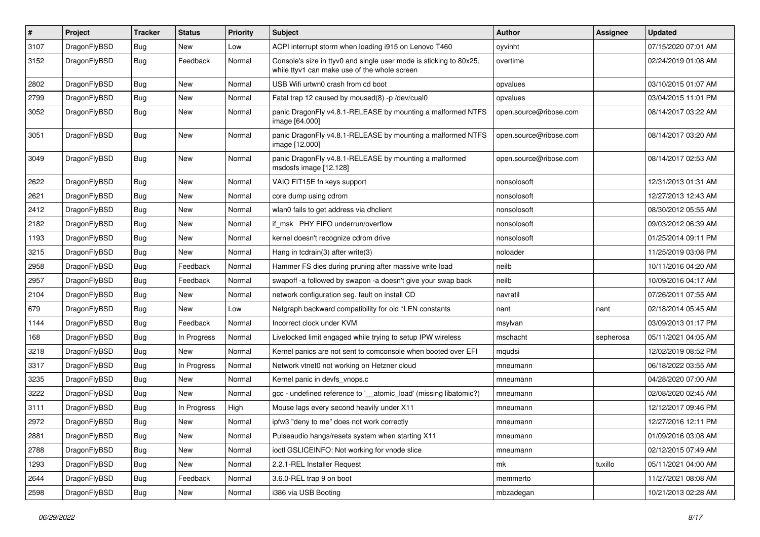| # | Project | Tracker | Status | Priority | Subject | Author | Assignee | Updated |
|---|---|---|---|---|---|---|---|---|
| 3107 | DragonFlyBSD | Bug | New | Low | ACPI interrupt storm when loading i915 on Lenovo T460 | oyvinht | | 07/15/2020 07:01 AM |
| 3152 | DragonFlyBSD | Bug | Feedback | Normal | Console's size in ttyv0 and single user mode is sticking to 80x25, while ttyv1 can make use of the whole screen | overtime | | 02/24/2019 01:08 AM |
| 2802 | DragonFlyBSD | Bug | New | Normal | USB Wifi urtwn0 crash from cd boot | opvalues | | 03/10/2015 01:07 AM |
| 2799 | DragonFlyBSD | Bug | New | Normal | Fatal trap 12 caused by moused(8) -p /dev/cual0 | opvalues | | 03/04/2015 11:01 PM |
| 3052 | DragonFlyBSD | Bug | New | Normal | panic DragonFly v4.8.1-RELEASE by mounting a malformed NTFS image [64.000] | open.source@ribose.com | | 08/14/2017 03:22 AM |
| 3051 | DragonFlyBSD | Bug | New | Normal | panic DragonFly v4.8.1-RELEASE by mounting a malformed NTFS image [12.000] | open.source@ribose.com | | 08/14/2017 03:20 AM |
| 3049 | DragonFlyBSD | Bug | New | Normal | panic DragonFly v4.8.1-RELEASE by mounting a malformed msdosfs image [12.128] | open.source@ribose.com | | 08/14/2017 02:53 AM |
| 2622 | DragonFlyBSD | Bug | New | Normal | VAIO FIT15E fn keys support | nonsolosoft | | 12/31/2013 01:31 AM |
| 2621 | DragonFlyBSD | Bug | New | Normal | core dump using cdrom | nonsolosoft | | 12/27/2013 12:43 AM |
| 2412 | DragonFlyBSD | Bug | New | Normal | wlan0 fails to get address via dhclient | nonsolosoft | | 08/30/2012 05:55 AM |
| 2182 | DragonFlyBSD | Bug | New | Normal | if_msk PHY FIFO underrun/overflow | nonsolosoft | | 09/03/2012 06:39 AM |
| 1193 | DragonFlyBSD | Bug | New | Normal | kernel doesn't recognize cdrom drive | nonsolosoft | | 01/25/2014 09:11 PM |
| 3215 | DragonFlyBSD | Bug | New | Normal | Hang in tcdrain(3) after write(3) | noloader | | 11/25/2019 03:08 PM |
| 2958 | DragonFlyBSD | Bug | Feedback | Normal | Hammer FS dies during pruning after massive write load | neilb | | 10/11/2016 04:20 AM |
| 2957 | DragonFlyBSD | Bug | Feedback | Normal | swapoff -a followed by swapon -a doesn't give your swap back | neilb | | 10/09/2016 04:17 AM |
| 2104 | DragonFlyBSD | Bug | New | Normal | network configuration seg. fault on install CD | navratil | | 07/26/2011 07:55 AM |
| 679 | DragonFlyBSD | Bug | New | Low | Netgraph backward compatibility for old *LEN constants | nant | nant | 02/18/2014 05:45 AM |
| 1144 | DragonFlyBSD | Bug | Feedback | Normal | Incorrect clock under KVM | msylvan | | 03/09/2013 01:17 PM |
| 168 | DragonFlyBSD | Bug | In Progress | Normal | Livelocked limit engaged while trying to setup IPW wireless | mschacht | sepherosa | 05/11/2021 04:05 AM |
| 3218 | DragonFlyBSD | Bug | New | Normal | Kernel panics are not sent to comconsole when booted over EFI | mqudsi | | 12/02/2019 08:52 PM |
| 3317 | DragonFlyBSD | Bug | In Progress | Normal | Network vtnet0 not working on Hetzner cloud | mneumann | | 06/18/2022 03:55 AM |
| 3235 | DragonFlyBSD | Bug | New | Normal | Kernel panic in devfs_vnops.c | mneumann | | 04/28/2020 07:00 AM |
| 3222 | DragonFlyBSD | Bug | New | Normal | gcc - undefined reference to '__atomic_load' (missing libatomic?) | mneumann | | 02/08/2020 02:45 AM |
| 3111 | DragonFlyBSD | Bug | In Progress | High | Mouse lags every second heavily under X11 | mneumann | | 12/12/2017 09:46 PM |
| 2972 | DragonFlyBSD | Bug | New | Normal | ipfw3 "deny to me" does not work correctly | mneumann | | 12/27/2016 12:11 PM |
| 2881 | DragonFlyBSD | Bug | New | Normal | Pulseaudio hangs/resets system when starting X11 | mneumann | | 01/09/2016 03:08 AM |
| 2788 | DragonFlyBSD | Bug | New | Normal | ioctl GSLICEINFO: Not working for vnode slice | mneumann | | 02/12/2015 07:49 AM |
| 1293 | DragonFlyBSD | Bug | New | Normal | 2.2.1-REL Installer Request | mk | tuxillo | 05/11/2021 04:00 AM |
| 2644 | DragonFlyBSD | Bug | Feedback | Normal | 3.6.0-REL trap 9 on boot | memmerto | | 11/27/2021 08:08 AM |
| 2598 | DragonFlyBSD | Bug | New | Normal | i386 via USB Booting | mbzadegan | | 10/21/2013 02:28 AM |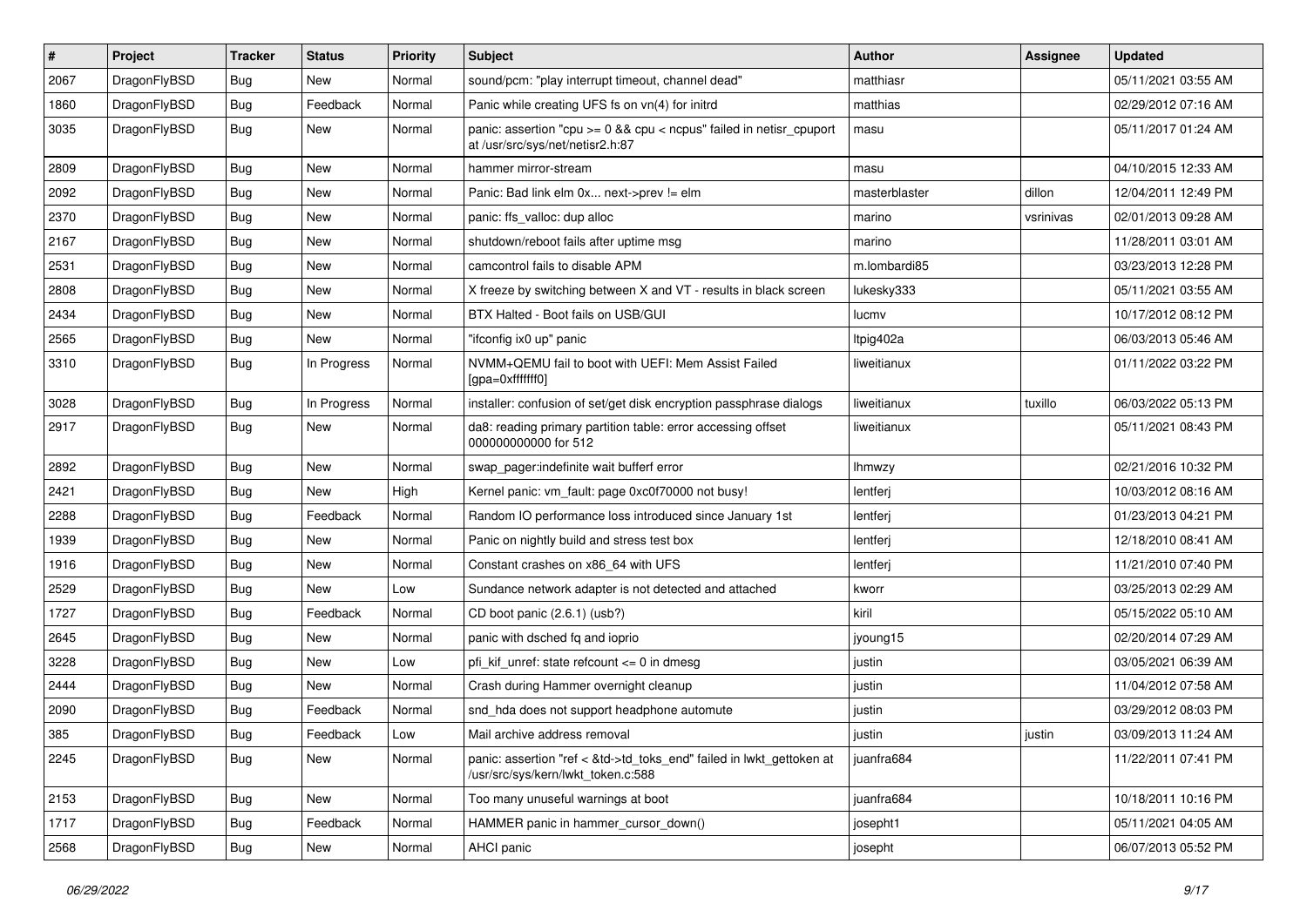| # | Project | Tracker | Status | Priority | Subject | Author | Assignee | Updated |
|---|---|---|---|---|---|---|---|---|
| 2067 | DragonFlyBSD | Bug | New | Normal | sound/pcm: "play interrupt timeout, channel dead" | matthiasr | | 05/11/2021 03:55 AM |
| 1860 | DragonFlyBSD | Bug | Feedback | Normal | Panic while creating UFS fs on vn(4) for initrd | matthias | | 02/29/2012 07:16 AM |
| 3035 | DragonFlyBSD | Bug | New | Normal | panic: assertion "cpu >= 0 && cpu < ncpus" failed in netisr_cpuport at /usr/src/sys/net/netisr2.h:87 | masu | | 05/11/2017 01:24 AM |
| 2809 | DragonFlyBSD | Bug | New | Normal | hammer mirror-stream | masu | | 04/10/2015 12:33 AM |
| 2092 | DragonFlyBSD | Bug | New | Normal | Panic: Bad link elm 0x... next->prev != elm | masterblaster | dillon | 12/04/2011 12:49 PM |
| 2370 | DragonFlyBSD | Bug | New | Normal | panic: ffs_valloc: dup alloc | marino | vsrinivas | 02/01/2013 09:28 AM |
| 2167 | DragonFlyBSD | Bug | New | Normal | shutdown/reboot fails after uptime msg | marino | | 11/28/2011 03:01 AM |
| 2531 | DragonFlyBSD | Bug | New | Normal | camcontrol fails to disable APM | m.lombardi85 | | 03/23/2013 12:28 PM |
| 2808 | DragonFlyBSD | Bug | New | Normal | X freeze by switching between X and VT - results in black screen | lukesky333 | | 05/11/2021 03:55 AM |
| 2434 | DragonFlyBSD | Bug | New | Normal | BTX Halted - Boot fails on USB/GUI | lucmv | | 10/17/2012 08:12 PM |
| 2565 | DragonFlyBSD | Bug | New | Normal | "ifconfig ix0 up" panic | ltpig402a | | 06/03/2013 05:46 AM |
| 3310 | DragonFlyBSD | Bug | In Progress | Normal | NVMM+QEMU fail to boot with UEFI: Mem Assist Failed [gpa=0xfffffff0] | liweitianux | | 01/11/2022 03:22 PM |
| 3028 | DragonFlyBSD | Bug | In Progress | Normal | installer: confusion of set/get disk encryption passphrase dialogs | liweitianux | tuxillo | 06/03/2022 05:13 PM |
| 2917 | DragonFlyBSD | Bug | New | Normal | da8: reading primary partition table: error accessing offset 000000000000 for 512 | liweitianux | | 05/11/2021 08:43 PM |
| 2892 | DragonFlyBSD | Bug | New | Normal | swap_pager:indefinite wait bufferf error | lhmwzy | | 02/21/2016 10:32 PM |
| 2421 | DragonFlyBSD | Bug | New | High | Kernel panic: vm_fault: page 0xc0f70000 not busy! | lentferj | | 10/03/2012 08:16 AM |
| 2288 | DragonFlyBSD | Bug | Feedback | Normal | Random IO performance loss introduced since January 1st | lentferj | | 01/23/2013 04:21 PM |
| 1939 | DragonFlyBSD | Bug | New | Normal | Panic on nightly build and stress test box | lentferj | | 12/18/2010 08:41 AM |
| 1916 | DragonFlyBSD | Bug | New | Normal | Constant crashes on x86_64 with UFS | lentferj | | 11/21/2010 07:40 PM |
| 2529 | DragonFlyBSD | Bug | New | Low | Sundance network adapter is not detected and attached | kworr | | 03/25/2013 02:29 AM |
| 1727 | DragonFlyBSD | Bug | Feedback | Normal | CD boot panic (2.6.1) (usb?) | kiril | | 05/15/2022 05:10 AM |
| 2645 | DragonFlyBSD | Bug | New | Normal | panic with dsched fq and ioprio | jyoung15 | | 02/20/2014 07:29 AM |
| 3228 | DragonFlyBSD | Bug | New | Low | pfi_kif_unref: state refcount <= 0 in dmesg | justin | | 03/05/2021 06:39 AM |
| 2444 | DragonFlyBSD | Bug | New | Normal | Crash during Hammer overnight cleanup | justin | | 11/04/2012 07:58 AM |
| 2090 | DragonFlyBSD | Bug | Feedback | Normal | snd_hda does not support headphone automute | justin | | 03/29/2012 08:03 PM |
| 385 | DragonFlyBSD | Bug | Feedback | Low | Mail archive address removal | justin | justin | 03/09/2013 11:24 AM |
| 2245 | DragonFlyBSD | Bug | New | Normal | panic: assertion "ref < &td->td_toks_end" failed in lwkt_gettoken at /usr/src/sys/kern/lwkt_token.c:588 | juanfra684 | | 11/22/2011 07:41 PM |
| 2153 | DragonFlyBSD | Bug | New | Normal | Too many unuseful warnings at boot | juanfra684 | | 10/18/2011 10:16 PM |
| 1717 | DragonFlyBSD | Bug | Feedback | Normal | HAMMER panic in hammer_cursor_down() | josepht1 | | 05/11/2021 04:05 AM |
| 2568 | DragonFlyBSD | Bug | New | Normal | AHCI panic | josepht | | 06/07/2013 05:52 PM |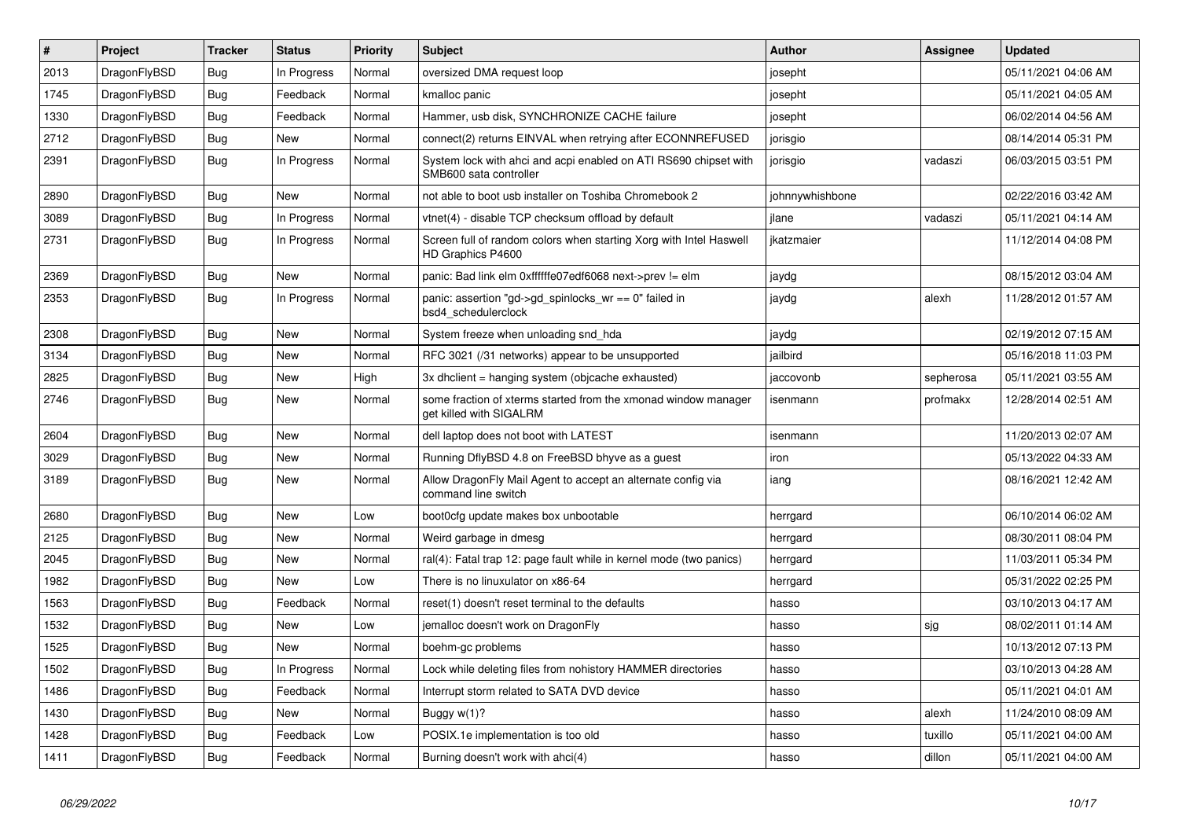| # | Project | Tracker | Status | Priority | Subject | Author | Assignee | Updated |
|---|---|---|---|---|---|---|---|---|
| 2013 | DragonFlyBSD | Bug | In Progress | Normal | oversized DMA request loop | josepht | | 05/11/2021 04:06 AM |
| 1745 | DragonFlyBSD | Bug | Feedback | Normal | kmalloc panic | josepht | | 05/11/2021 04:05 AM |
| 1330 | DragonFlyBSD | Bug | Feedback | Normal | Hammer, usb disk, SYNCHRONIZE CACHE failure | josepht | | 06/02/2014 04:56 AM |
| 2712 | DragonFlyBSD | Bug | New | Normal | connect(2) returns EINVAL when retrying after ECONNREFUSED | jorisgio | | 08/14/2014 05:31 PM |
| 2391 | DragonFlyBSD | Bug | In Progress | Normal | System lock with ahci and acpi enabled on ATI RS690 chipset with SMB600 sata controller | jorisgio | vadaszi | 06/03/2015 03:51 PM |
| 2890 | DragonFlyBSD | Bug | New | Normal | not able to boot usb installer on Toshiba Chromebook 2 | johnnywhishbone | | 02/22/2016 03:42 AM |
| 3089 | DragonFlyBSD | Bug | In Progress | Normal | vtnet(4) - disable TCP checksum offload by default | jlane | vadaszi | 05/11/2021 04:14 AM |
| 2731 | DragonFlyBSD | Bug | In Progress | Normal | Screen full of random colors when starting Xorg with Intel Haswell HD Graphics P4600 | jkatzmaier | | 11/12/2014 04:08 PM |
| 2369 | DragonFlyBSD | Bug | New | Normal | panic: Bad link elm 0xffffffe07edf6068 next->prev != elm | jaydg | | 08/15/2012 03:04 AM |
| 2353 | DragonFlyBSD | Bug | In Progress | Normal | panic: assertion "gd->gd_spinlocks_wr == 0" failed in bsd4_schedulerclock | jaydg | alexh | 11/28/2012 01:57 AM |
| 2308 | DragonFlyBSD | Bug | New | Normal | System freeze when unloading snd_hda | jaydg | | 02/19/2012 07:15 AM |
| 3134 | DragonFlyBSD | Bug | New | Normal | RFC 3021 (/31 networks) appear to be unsupported | jailbird | | 05/16/2018 11:03 PM |
| 2825 | DragonFlyBSD | Bug | New | High | 3x dhclient = hanging system (objcache exhausted) | jaccovonb | sepherosa | 05/11/2021 03:55 AM |
| 2746 | DragonFlyBSD | Bug | New | Normal | some fraction of xterms started from the xmonad window manager get killed with SIGALRM | isenmann | profmakx | 12/28/2014 02:51 AM |
| 2604 | DragonFlyBSD | Bug | New | Normal | dell laptop does not boot with LATEST | isenmann | | 11/20/2013 02:07 AM |
| 3029 | DragonFlyBSD | Bug | New | Normal | Running DflyBSD 4.8 on FreeBSD bhyve as a guest | iron | | 05/13/2022 04:33 AM |
| 3189 | DragonFlyBSD | Bug | New | Normal | Allow DragonFly Mail Agent to accept an alternate config via command line switch | iang | | 08/16/2021 12:42 AM |
| 2680 | DragonFlyBSD | Bug | New | Low | boot0cfg update makes box unbootable | herrgard | | 06/10/2014 06:02 AM |
| 2125 | DragonFlyBSD | Bug | New | Normal | Weird garbage in dmesg | herrgard | | 08/30/2011 08:04 PM |
| 2045 | DragonFlyBSD | Bug | New | Normal | ral(4): Fatal trap 12: page fault while in kernel mode (two panics) | herrgard | | 11/03/2011 05:34 PM |
| 1982 | DragonFlyBSD | Bug | New | Low | There is no linuxulator on x86-64 | herrgard | | 05/31/2022 02:25 PM |
| 1563 | DragonFlyBSD | Bug | Feedback | Normal | reset(1) doesn't reset terminal to the defaults | hasso | | 03/10/2013 04:17 AM |
| 1532 | DragonFlyBSD | Bug | New | Low | jemalloc doesn't work on DragonFly | hasso | sjg | 08/02/2011 01:14 AM |
| 1525 | DragonFlyBSD | Bug | New | Normal | boehm-gc problems | hasso | | 10/13/2012 07:13 PM |
| 1502 | DragonFlyBSD | Bug | In Progress | Normal | Lock while deleting files from nohistory HAMMER directories | hasso | | 03/10/2013 04:28 AM |
| 1486 | DragonFlyBSD | Bug | Feedback | Normal | Interrupt storm related to SATA DVD device | hasso | | 05/11/2021 04:01 AM |
| 1430 | DragonFlyBSD | Bug | New | Normal | Buggy w(1)? | hasso | alexh | 11/24/2010 08:09 AM |
| 1428 | DragonFlyBSD | Bug | Feedback | Low | POSIX.1e implementation is too old | hasso | tuxillo | 05/11/2021 04:00 AM |
| 1411 | DragonFlyBSD | Bug | Feedback | Normal | Burning doesn't work with ahci(4) | hasso | dillon | 05/11/2021 04:00 AM |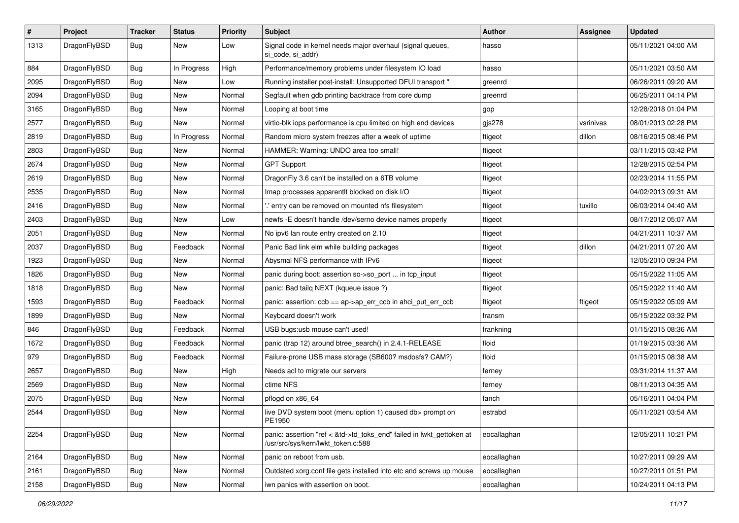| # | Project | Tracker | Status | Priority | Subject | Author | Assignee | Updated |
|---|---|---|---|---|---|---|---|---|
| 1313 | DragonFlyBSD | Bug | New | Low | Signal code in kernel needs major overhaul (signal queues, si_code, si_addr) | hasso | | 05/11/2021 04:00 AM |
| 884 | DragonFlyBSD | Bug | In Progress | High | Performance/memory problems under filesystem IO load | hasso | | 05/11/2021 03:50 AM |
| 2095 | DragonFlyBSD | Bug | New | Low | Running installer post-install: Unsupported DFUI transport " | greenrd | | 06/26/2011 09:20 AM |
| 2094 | DragonFlyBSD | Bug | New | Normal | Segfault when gdb printing backtrace from core dump | greenrd | | 06/25/2011 04:14 PM |
| 3165 | DragonFlyBSD | Bug | New | Normal | Looping at boot time | gop | | 12/28/2018 01:04 PM |
| 2577 | DragonFlyBSD | Bug | New | Normal | virtio-blk iops performance is cpu limited on high end devices | gjs278 | vsrinivas | 08/01/2013 02:28 PM |
| 2819 | DragonFlyBSD | Bug | In Progress | Normal | Random micro system freezes after a week of uptime | ftigeot | dillon | 08/16/2015 08:46 PM |
| 2803 | DragonFlyBSD | Bug | New | Normal | HAMMER: Warning: UNDO area too small! | ftigeot | | 03/11/2015 03:42 PM |
| 2674 | DragonFlyBSD | Bug | New | Normal | GPT Support | ftigeot | | 12/28/2015 02:54 PM |
| 2619 | DragonFlyBSD | Bug | New | Normal | DragonFly 3.6 can't be installed on a 6TB volume | ftigeot | | 02/23/2014 11:55 PM |
| 2535 | DragonFlyBSD | Bug | New | Normal | Imap processes apparentlt blocked on disk I/O | ftigeot | | 04/02/2013 09:31 AM |
| 2416 | DragonFlyBSD | Bug | New | Normal | '.' entry can be removed on mounted nfs filesystem | ftigeot | tuxillo | 06/03/2014 04:40 AM |
| 2403 | DragonFlyBSD | Bug | New | Low | newfs -E doesn't handle /dev/serno device names properly | ftigeot | | 08/17/2012 05:07 AM |
| 2051 | DragonFlyBSD | Bug | New | Normal | No ipv6 lan route entry created on 2.10 | ftigeot | | 04/21/2011 10:37 AM |
| 2037 | DragonFlyBSD | Bug | Feedback | Normal | Panic Bad link elm while building packages | ftigeot | dillon | 04/21/2011 07:20 AM |
| 1923 | DragonFlyBSD | Bug | New | Normal | Abysmal NFS performance with IPv6 | ftigeot | | 12/05/2010 09:34 PM |
| 1826 | DragonFlyBSD | Bug | New | Normal | panic during boot: assertion so->so_port ... in tcp_input | ftigeot | | 05/15/2022 11:05 AM |
| 1818 | DragonFlyBSD | Bug | New | Normal | panic: Bad tailq NEXT (kqueue issue ?) | ftigeot | | 05/15/2022 11:40 AM |
| 1593 | DragonFlyBSD | Bug | Feedback | Normal | panic: assertion: ccb == ap->ap_err_ccb in ahci_put_err_ccb | ftigeot | ftigeot | 05/15/2022 05:09 AM |
| 1899 | DragonFlyBSD | Bug | New | Normal | Keyboard doesn't work | fransm | | 05/15/2022 03:32 PM |
| 846 | DragonFlyBSD | Bug | Feedback | Normal | USB bugs:usb mouse can't used! | frankning | | 01/15/2015 08:36 AM |
| 1672 | DragonFlyBSD | Bug | Feedback | Normal | panic (trap 12) around btree_search() in 2.4.1-RELEASE | floid | | 01/19/2015 03:36 AM |
| 979 | DragonFlyBSD | Bug | Feedback | Normal | Failure-prone USB mass storage (SB600? msdosfs? CAM?) | floid | | 01/15/2015 08:38 AM |
| 2657 | DragonFlyBSD | Bug | New | High | Needs acl to migrate our servers | ferney | | 03/31/2014 11:37 AM |
| 2569 | DragonFlyBSD | Bug | New | Normal | ctime NFS | ferney | | 08/11/2013 04:35 AM |
| 2075 | DragonFlyBSD | Bug | New | Normal | pflogd on x86_64 | fanch | | 05/16/2011 04:04 PM |
| 2544 | DragonFlyBSD | Bug | New | Normal | live DVD system boot (menu option 1) caused db> prompt on PE1950 | estrabd | | 05/11/2021 03:54 AM |
| 2254 | DragonFlyBSD | Bug | New | Normal | panic: assertion "ref < &td->td_toks_end" failed in lwkt_gettoken at /usr/src/sys/kern/lwkt_token.c:588 | eocallaghan | | 12/05/2011 10:21 PM |
| 2164 | DragonFlyBSD | Bug | New | Normal | panic on reboot from usb. | eocallaghan | | 10/27/2011 09:29 AM |
| 2161 | DragonFlyBSD | Bug | New | Normal | Outdated xorg.conf file gets installed into etc and screws up mouse | eocallaghan | | 10/27/2011 01:51 PM |
| 2158 | DragonFlyBSD | Bug | New | Normal | iwn panics with assertion on boot. | eocallaghan | | 10/24/2011 04:13 PM |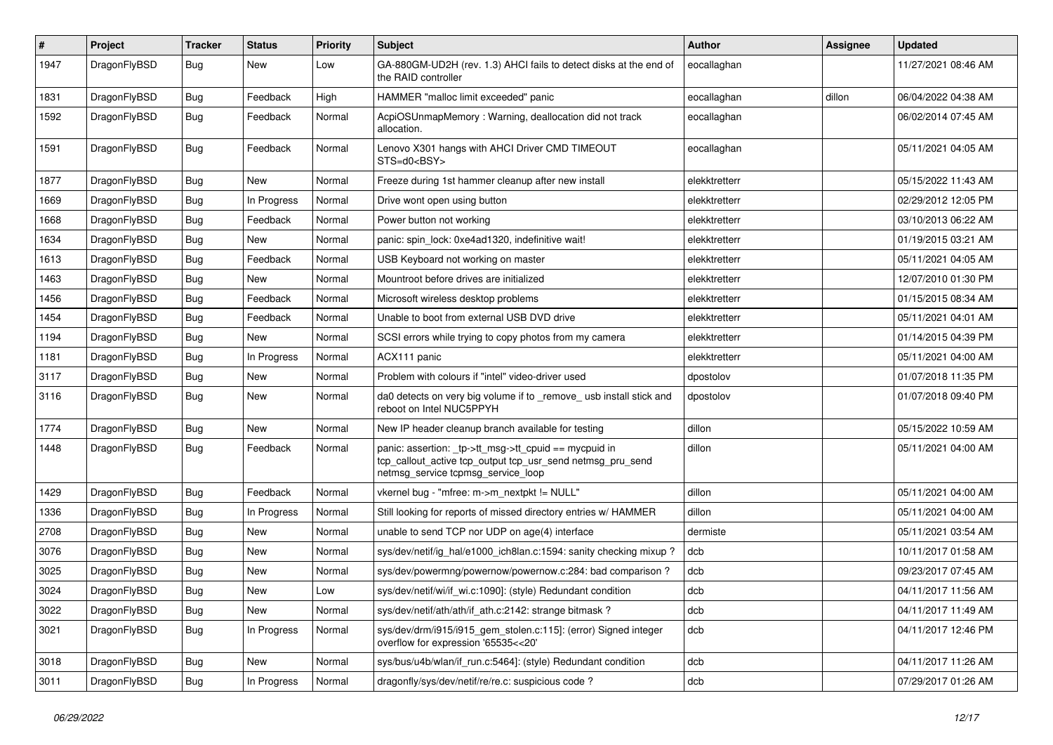| # | Project | Tracker | Status | Priority | Subject | Author | Assignee | Updated |
|---|---|---|---|---|---|---|---|---|
| 1947 | DragonFlyBSD | Bug | New | Low | GA-880GM-UD2H (rev. 1.3) AHCI fails to detect disks at the end of the RAID controller | eocallaghan | | 11/27/2021 08:46 AM |
| 1831 | DragonFlyBSD | Bug | Feedback | High | HAMMER "malloc limit exceeded" panic | eocallaghan | dillon | 06/04/2022 04:38 AM |
| 1592 | DragonFlyBSD | Bug | Feedback | Normal | AcpiOSUnmapMemory : Warning, deallocation did not track allocation. | eocallaghan | | 06/02/2014 07:45 AM |
| 1591 | DragonFlyBSD | Bug | Feedback | Normal | Lenovo X301 hangs with AHCI Driver CMD TIMEOUT STS=d0<BSY> | eocallaghan | | 05/11/2021 04:05 AM |
| 1877 | DragonFlyBSD | Bug | New | Normal | Freeze during 1st hammer cleanup after new install | elekktretterr | | 05/15/2022 11:43 AM |
| 1669 | DragonFlyBSD | Bug | In Progress | Normal | Drive wont open using button | elekktretterr | | 02/29/2012 12:05 PM |
| 1668 | DragonFlyBSD | Bug | Feedback | Normal | Power button not working | elekktretterr | | 03/10/2013 06:22 AM |
| 1634 | DragonFlyBSD | Bug | New | Normal | panic: spin_lock: 0xe4ad1320, indefinitive wait! | elekktretterr | | 01/19/2015 03:21 AM |
| 1613 | DragonFlyBSD | Bug | Feedback | Normal | USB Keyboard not working on master | elekktretterr | | 05/11/2021 04:05 AM |
| 1463 | DragonFlyBSD | Bug | New | Normal | Mountroot before drives are initialized | elekktretterr | | 12/07/2010 01:30 PM |
| 1456 | DragonFlyBSD | Bug | Feedback | Normal | Microsoft wireless desktop problems | elekktretterr | | 01/15/2015 08:34 AM |
| 1454 | DragonFlyBSD | Bug | Feedback | Normal | Unable to boot from external USB DVD drive | elekktretterr | | 05/11/2021 04:01 AM |
| 1194 | DragonFlyBSD | Bug | New | Normal | SCSI errors while trying to copy photos from my camera | elekktretterr | | 01/14/2015 04:39 PM |
| 1181 | DragonFlyBSD | Bug | In Progress | Normal | ACX111 panic | elekktretterr | | 05/11/2021 04:00 AM |
| 3117 | DragonFlyBSD | Bug | New | Normal | Problem with colours if "intel" video-driver used | dpostolov | | 01/07/2018 11:35 PM |
| 3116 | DragonFlyBSD | Bug | New | Normal | da0 detects on very big volume if to _remove_ usb install stick and reboot on Intel NUC5PPYH | dpostolov | | 01/07/2018 09:40 PM |
| 1774 | DragonFlyBSD | Bug | New | Normal | New IP header cleanup branch available for testing | dillon | | 05/15/2022 10:59 AM |
| 1448 | DragonFlyBSD | Bug | Feedback | Normal | panic: assertion: _tp->tt_msg->tt_cpuid == mycpuid in tcp_callout_active tcp_output tcp_usr_send netmsg_pru_send netmsg_service tcpmsg_service_loop | dillon | | 05/11/2021 04:00 AM |
| 1429 | DragonFlyBSD | Bug | Feedback | Normal | vkernel bug - "mfree: m->m_nextpkt != NULL" | dillon | | 05/11/2021 04:00 AM |
| 1336 | DragonFlyBSD | Bug | In Progress | Normal | Still looking for reports of missed directory entries w/ HAMMER | dillon | | 05/11/2021 04:00 AM |
| 2708 | DragonFlyBSD | Bug | New | Normal | unable to send TCP nor UDP on age(4) interface | dermiste | | 05/11/2021 03:54 AM |
| 3076 | DragonFlyBSD | Bug | New | Normal | sys/dev/netif/ig_hal/e1000_ich8lan.c:1594: sanity checking mixup ? | dcb | | 10/11/2017 01:58 AM |
| 3025 | DragonFlyBSD | Bug | New | Normal | sys/dev/powermng/powernow/powernow.c:284: bad comparison ? | dcb | | 09/23/2017 07:45 AM |
| 3024 | DragonFlyBSD | Bug | New | Low | sys/dev/netif/wi/if_wi.c:1090]: (style) Redundant condition | dcb | | 04/11/2017 11:56 AM |
| 3022 | DragonFlyBSD | Bug | New | Normal | sys/dev/netif/ath/ath/if_ath.c:2142: strange bitmask ? | dcb | | 04/11/2017 11:49 AM |
| 3021 | DragonFlyBSD | Bug | In Progress | Normal | sys/dev/drm/i915/i915_gem_stolen.c:115]: (error) Signed integer overflow for expression '65535<<20' | dcb | | 04/11/2017 12:46 PM |
| 3018 | DragonFlyBSD | Bug | New | Normal | sys/bus/u4b/wlan/if_run.c:5464]: (style) Redundant condition | dcb | | 04/11/2017 11:26 AM |
| 3011 | DragonFlyBSD | Bug | In Progress | Normal | dragonfly/sys/dev/netif/re/re.c: suspicious code ? | dcb | | 07/29/2017 01:26 AM |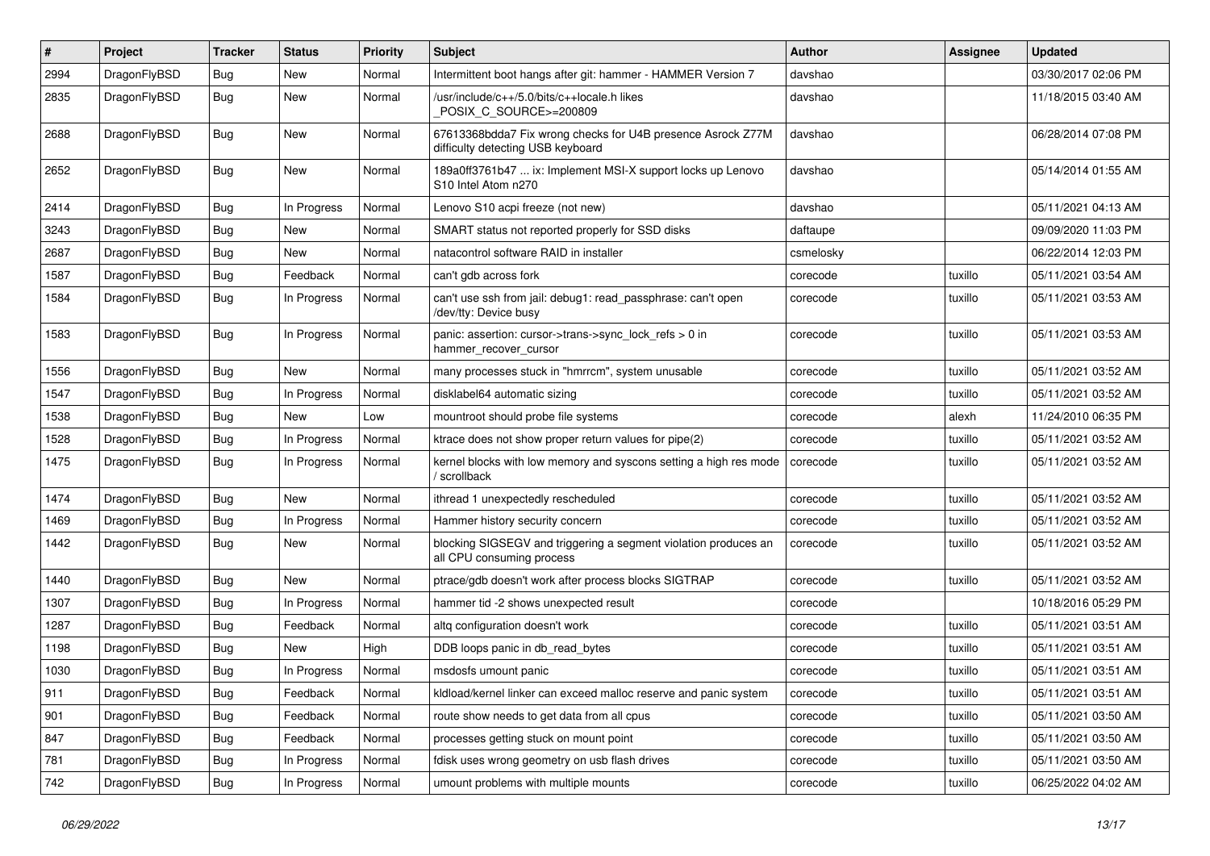| # | Project | Tracker | Status | Priority | Subject | Author | Assignee | Updated |
|---|---|---|---|---|---|---|---|---|
| 2994 | DragonFlyBSD | Bug | New | Normal | Intermittent boot hangs after git: hammer - HAMMER Version 7 | davshao |  | 03/30/2017 02:06 PM |
| 2835 | DragonFlyBSD | Bug | New | Normal | /usr/include/c++/5.0/bits/c++locale.h likes _POSIX_C_SOURCE>=200809 | davshao |  | 11/18/2015 03:40 AM |
| 2688 | DragonFlyBSD | Bug | New | Normal | 67613368bdda7 Fix wrong checks for U4B presence Asrock Z77M difficulty detecting USB keyboard | davshao |  | 06/28/2014 07:08 PM |
| 2652 | DragonFlyBSD | Bug | New | Normal | 189a0ff3761b47 ... ix: Implement MSI-X support locks up Lenovo S10 Intel Atom n270 | davshao |  | 05/14/2014 01:55 AM |
| 2414 | DragonFlyBSD | Bug | In Progress | Normal | Lenovo S10 acpi freeze (not new) | davshao |  | 05/11/2021 04:13 AM |
| 3243 | DragonFlyBSD | Bug | New | Normal | SMART status not reported properly for SSD disks | daftaupe |  | 09/09/2020 11:03 PM |
| 2687 | DragonFlyBSD | Bug | New | Normal | natacontrol software RAID in installer | csmelosky |  | 06/22/2014 12:03 PM |
| 1587 | DragonFlyBSD | Bug | Feedback | Normal | can't gdb across fork | corecode | tuxillo | 05/11/2021 03:54 AM |
| 1584 | DragonFlyBSD | Bug | In Progress | Normal | can't use ssh from jail: debug1: read_passphrase: can't open /dev/tty: Device busy | corecode | tuxillo | 05/11/2021 03:53 AM |
| 1583 | DragonFlyBSD | Bug | In Progress | Normal | panic: assertion: cursor->trans->sync_lock_refs > 0 in hammer_recover_cursor | corecode | tuxillo | 05/11/2021 03:53 AM |
| 1556 | DragonFlyBSD | Bug | New | Normal | many processes stuck in "hmrrcm", system unusable | corecode | tuxillo | 05/11/2021 03:52 AM |
| 1547 | DragonFlyBSD | Bug | In Progress | Normal | disklabel64 automatic sizing | corecode | tuxillo | 05/11/2021 03:52 AM |
| 1538 | DragonFlyBSD | Bug | New | Low | mountroot should probe file systems | corecode | alexh | 11/24/2010 06:35 PM |
| 1528 | DragonFlyBSD | Bug | In Progress | Normal | ktrace does not show proper return values for pipe(2) | corecode | tuxillo | 05/11/2021 03:52 AM |
| 1475 | DragonFlyBSD | Bug | In Progress | Normal | kernel blocks with low memory and syscons setting a high res mode / scrollback | corecode | tuxillo | 05/11/2021 03:52 AM |
| 1474 | DragonFlyBSD | Bug | New | Normal | ithread 1 unexpectedly rescheduled | corecode | tuxillo | 05/11/2021 03:52 AM |
| 1469 | DragonFlyBSD | Bug | In Progress | Normal | Hammer history security concern | corecode | tuxillo | 05/11/2021 03:52 AM |
| 1442 | DragonFlyBSD | Bug | New | Normal | blocking SIGSEGV and triggering a segment violation produces an all CPU consuming process | corecode | tuxillo | 05/11/2021 03:52 AM |
| 1440 | DragonFlyBSD | Bug | New | Normal | ptrace/gdb doesn't work after process blocks SIGTRAP | corecode | tuxillo | 05/11/2021 03:52 AM |
| 1307 | DragonFlyBSD | Bug | In Progress | Normal | hammer tid -2 shows unexpected result | corecode |  | 10/18/2016 05:29 PM |
| 1287 | DragonFlyBSD | Bug | Feedback | Normal | altq configuration doesn't work | corecode | tuxillo | 05/11/2021 03:51 AM |
| 1198 | DragonFlyBSD | Bug | New | High | DDB loops panic in db_read_bytes | corecode | tuxillo | 05/11/2021 03:51 AM |
| 1030 | DragonFlyBSD | Bug | In Progress | Normal | msdosfs umount panic | corecode | tuxillo | 05/11/2021 03:51 AM |
| 911 | DragonFlyBSD | Bug | Feedback | Normal | kldload/kernel linker can exceed malloc reserve and panic system | corecode | tuxillo | 05/11/2021 03:51 AM |
| 901 | DragonFlyBSD | Bug | Feedback | Normal | route show needs to get data from all cpus | corecode | tuxillo | 05/11/2021 03:50 AM |
| 847 | DragonFlyBSD | Bug | Feedback | Normal | processes getting stuck on mount point | corecode | tuxillo | 05/11/2021 03:50 AM |
| 781 | DragonFlyBSD | Bug | In Progress | Normal | fdisk uses wrong geometry on usb flash drives | corecode | tuxillo | 05/11/2021 03:50 AM |
| 742 | DragonFlyBSD | Bug | In Progress | Normal | umount problems with multiple mounts | corecode | tuxillo | 06/25/2022 04:02 AM |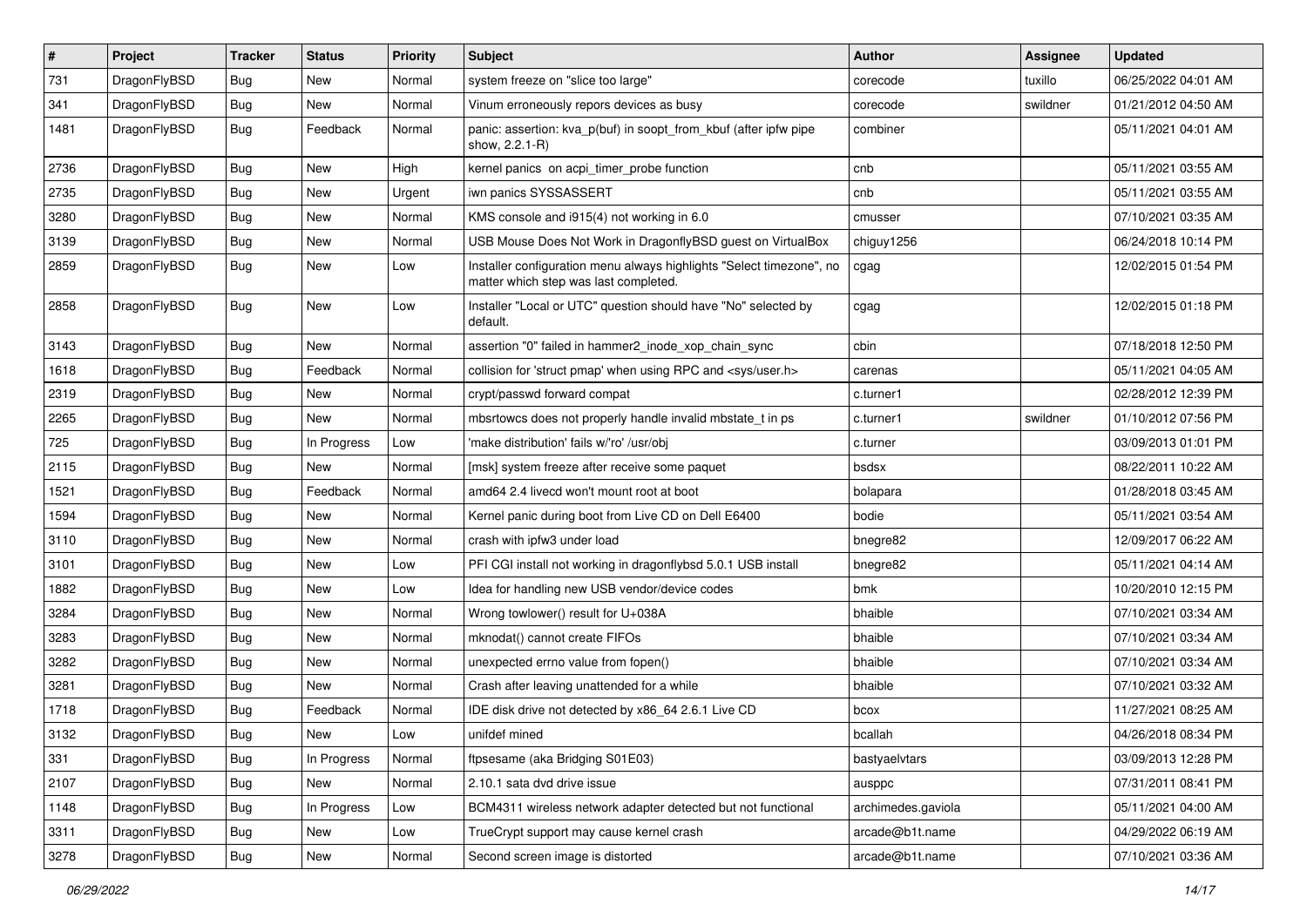| # | Project | Tracker | Status | Priority | Subject | Author | Assignee | Updated |
|---|---|---|---|---|---|---|---|---|
| 731 | DragonFlyBSD | Bug | New | Normal | system freeze on "slice too large" | corecode | tuxillo | 06/25/2022 04:01 AM |
| 341 | DragonFlyBSD | Bug | New | Normal | Vinum erroneously repors devices as busy | corecode | swildner | 01/21/2012 04:50 AM |
| 1481 | DragonFlyBSD | Bug | Feedback | Normal | panic: assertion: kva_p(buf) in soopt_from_kbuf (after ipfw pipe show, 2.2.1-R) | combiner | | 05/11/2021 04:01 AM |
| 2736 | DragonFlyBSD | Bug | New | High | kernel panics on acpi_timer_probe function | cnb | | 05/11/2021 03:55 AM |
| 2735 | DragonFlyBSD | Bug | New | Urgent | iwn panics SYSSASSERT | cnb | | 05/11/2021 03:55 AM |
| 3280 | DragonFlyBSD | Bug | New | Normal | KMS console and i915(4) not working in 6.0 | cmusser | | 07/10/2021 03:35 AM |
| 3139 | DragonFlyBSD | Bug | New | Normal | USB Mouse Does Not Work in DragonflyBSD guest on VirtualBox | chiguy1256 | | 06/24/2018 10:14 PM |
| 2859 | DragonFlyBSD | Bug | New | Low | Installer configuration menu always highlights "Select timezone", no matter which step was last completed. | cgag | | 12/02/2015 01:54 PM |
| 2858 | DragonFlyBSD | Bug | New | Low | Installer "Local or UTC" question should have "No" selected by default. | cgag | | 12/02/2015 01:18 PM |
| 3143 | DragonFlyBSD | Bug | New | Normal | assertion "0" failed in hammer2_inode_xop_chain_sync | cbin | | 07/18/2018 12:50 PM |
| 1618 | DragonFlyBSD | Bug | Feedback | Normal | collision for 'struct pmap' when using RPC and <sys/user.h> | carenas | | 05/11/2021 04:05 AM |
| 2319 | DragonFlyBSD | Bug | New | Normal | crypt/passwd forward compat | c.turner1 | | 02/28/2012 12:39 PM |
| 2265 | DragonFlyBSD | Bug | New | Normal | mbsrtowcs does not properly handle invalid mbstate_t in ps | c.turner1 | swildner | 01/10/2012 07:56 PM |
| 725 | DragonFlyBSD | Bug | In Progress | Low | 'make distribution' fails w/'ro' /usr/obj | c.turner | | 03/09/2013 01:01 PM |
| 2115 | DragonFlyBSD | Bug | New | Normal | [msk] system freeze after receive some paquet | bsdsx | | 08/22/2011 10:22 AM |
| 1521 | DragonFlyBSD | Bug | Feedback | Normal | amd64 2.4 livecd won't mount root at boot | bolapara | | 01/28/2018 03:45 AM |
| 1594 | DragonFlyBSD | Bug | New | Normal | Kernel panic during boot from Live CD on Dell E6400 | bodie | | 05/11/2021 03:54 AM |
| 3110 | DragonFlyBSD | Bug | New | Normal | crash with ipfw3 under load | bnegre82 | | 12/09/2017 06:22 AM |
| 3101 | DragonFlyBSD | Bug | New | Low | PFI CGI install not working in dragonflybsd 5.0.1 USB install | bnegre82 | | 05/11/2021 04:14 AM |
| 1882 | DragonFlyBSD | Bug | New | Low | Idea for handling new USB vendor/device codes | bmk | | 10/20/2010 12:15 PM |
| 3284 | DragonFlyBSD | Bug | New | Normal | Wrong towlower() result for U+038A | bhaible | | 07/10/2021 03:34 AM |
| 3283 | DragonFlyBSD | Bug | New | Normal | mknodat() cannot create FIFOs | bhaible | | 07/10/2021 03:34 AM |
| 3282 | DragonFlyBSD | Bug | New | Normal | unexpected errno value from fopen() | bhaible | | 07/10/2021 03:34 AM |
| 3281 | DragonFlyBSD | Bug | New | Normal | Crash after leaving unattended for a while | bhaible | | 07/10/2021 03:32 AM |
| 1718 | DragonFlyBSD | Bug | Feedback | Normal | IDE disk drive not detected by x86_64 2.6.1 Live CD | bcox | | 11/27/2021 08:25 AM |
| 3132 | DragonFlyBSD | Bug | New | Low | unifdef mined | bcallah | | 04/26/2018 08:34 PM |
| 331 | DragonFlyBSD | Bug | In Progress | Normal | ftpsesame (aka Bridging S01E03) | bastyaelvtars | | 03/09/2013 12:28 PM |
| 2107 | DragonFlyBSD | Bug | New | Normal | 2.10.1 sata dvd drive issue | ausppc | | 07/31/2011 08:41 PM |
| 1148 | DragonFlyBSD | Bug | In Progress | Low | BCM4311 wireless network adapter detected but not functional | archimedes.gaviola | | 05/11/2021 04:00 AM |
| 3311 | DragonFlyBSD | Bug | New | Low | TrueCrypt support may cause kernel crash | arcade@b1t.name | | 04/29/2022 06:19 AM |
| 3278 | DragonFlyBSD | Bug | New | Normal | Second screen image is distorted | arcade@b1t.name | | 07/10/2021 03:36 AM |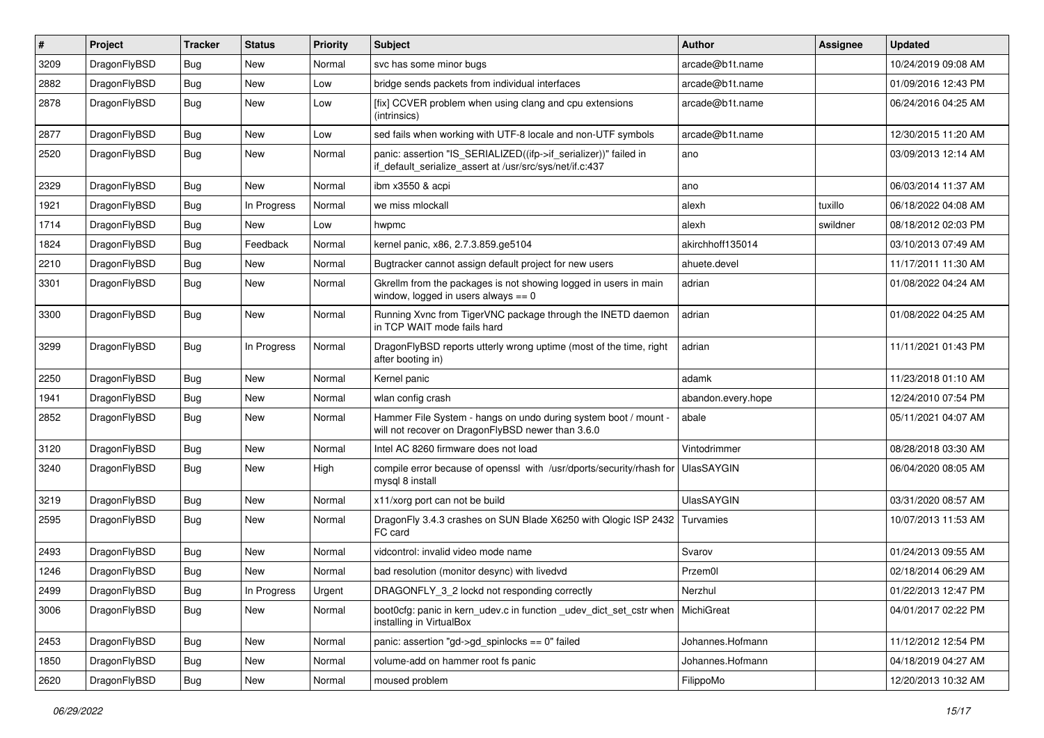| # | Project | Tracker | Status | Priority | Subject | Author | Assignee | Updated |
|---|---|---|---|---|---|---|---|---|
| 3209 | DragonFlyBSD | Bug | New | Normal | svc has some minor bugs | arcade@b1t.name | | 10/24/2019 09:08 AM |
| 2882 | DragonFlyBSD | Bug | New | Low | bridge sends packets from individual interfaces | arcade@b1t.name | | 01/09/2016 12:43 PM |
| 2878 | DragonFlyBSD | Bug | New | Low | [fix] CCVER problem when using clang and cpu extensions (intrinsics) | arcade@b1t.name | | 06/24/2016 04:25 AM |
| 2877 | DragonFlyBSD | Bug | New | Low | sed fails when working with UTF-8 locale and non-UTF symbols | arcade@b1t.name | | 12/30/2015 11:20 AM |
| 2520 | DragonFlyBSD | Bug | New | Normal | panic: assertion "IS_SERIALIZED((ifp->if_serializer))" failed in if_default_serialize_assert at /usr/src/sys/net/if.c:437 | ano | | 03/09/2013 12:14 AM |
| 2329 | DragonFlyBSD | Bug | New | Normal | ibm x3550 & acpi | ano | | 06/03/2014 11:37 AM |
| 1921 | DragonFlyBSD | Bug | In Progress | Normal | we miss mlockall | alexh | tuxillo | 06/18/2022 04:08 AM |
| 1714 | DragonFlyBSD | Bug | New | Low | hwpmc | alexh | swildner | 08/18/2012 02:03 PM |
| 1824 | DragonFlyBSD | Bug | Feedback | Normal | kernel panic, x86, 2.7.3.859.ge5104 | akirchhoff135014 | | 03/10/2013 07:49 AM |
| 2210 | DragonFlyBSD | Bug | New | Normal | Bugtracker cannot assign default project for new users | ahuete.devel | | 11/17/2011 11:30 AM |
| 3301 | DragonFlyBSD | Bug | New | Normal | Gkrellm from the packages is not showing logged in users in main window, logged in users always == 0 | adrian | | 01/08/2022 04:24 AM |
| 3300 | DragonFlyBSD | Bug | New | Normal | Running Xvnc from TigerVNC package through the INETD daemon in TCP WAIT mode fails hard | adrian | | 01/08/2022 04:25 AM |
| 3299 | DragonFlyBSD | Bug | In Progress | Normal | DragonFlyBSD reports utterly wrong uptime (most of the time, right after booting in) | adrian | | 11/11/2021 01:43 PM |
| 2250 | DragonFlyBSD | Bug | New | Normal | Kernel panic | adamk | | 11/23/2018 01:10 AM |
| 1941 | DragonFlyBSD | Bug | New | Normal | wlan config crash | abandon.every.hope | | 12/24/2010 07:54 PM |
| 2852 | DragonFlyBSD | Bug | New | Normal | Hammer File System - hangs on undo during system boot / mount - will not recover on DragonFlyBSD newer than 3.6.0 | abale | | 05/11/2021 04:07 AM |
| 3120 | DragonFlyBSD | Bug | New | Normal | Intel AC 8260 firmware does not load | Vintodrimmer | | 08/28/2018 03:30 AM |
| 3240 | DragonFlyBSD | Bug | New | High | compile error because of openssl with /usr/dports/security/rhash for mysql 8 install | UlasSAYGIN | | 06/04/2020 08:05 AM |
| 3219 | DragonFlyBSD | Bug | New | Normal | x11/xorg port can not be build | UlasSAYGIN | | 03/31/2020 08:57 AM |
| 2595 | DragonFlyBSD | Bug | New | Normal | DragonFly 3.4.3 crashes on SUN Blade X6250 with Qlogic ISP 2432 FC card | Turvamies | | 10/07/2013 11:53 AM |
| 2493 | DragonFlyBSD | Bug | New | Normal | vidcontrol: invalid video mode name | Svarov | | 01/24/2013 09:55 AM |
| 1246 | DragonFlyBSD | Bug | New | Normal | bad resolution (monitor desync) with livedvd | Przem0l | | 02/18/2014 06:29 AM |
| 2499 | DragonFlyBSD | Bug | In Progress | Urgent | DRAGONFLY_3_2 lockd not responding correctly | Nerzhul | | 01/22/2013 12:47 PM |
| 3006 | DragonFlyBSD | Bug | New | Normal | boot0cfg: panic in kern_udev.c in function _udev_dict_set_cstr when installing in VirtualBox | MichiGreat | | 04/01/2017 02:22 PM |
| 2453 | DragonFlyBSD | Bug | New | Normal | panic: assertion "gd->gd_spinlocks == 0" failed | Johannes.Hofmann | | 11/12/2012 12:54 PM |
| 1850 | DragonFlyBSD | Bug | New | Normal | volume-add on hammer root fs panic | Johannes.Hofmann | | 04/18/2019 04:27 AM |
| 2620 | DragonFlyBSD | Bug | New | Normal | moused problem | FilippoMo | | 12/20/2013 10:32 AM |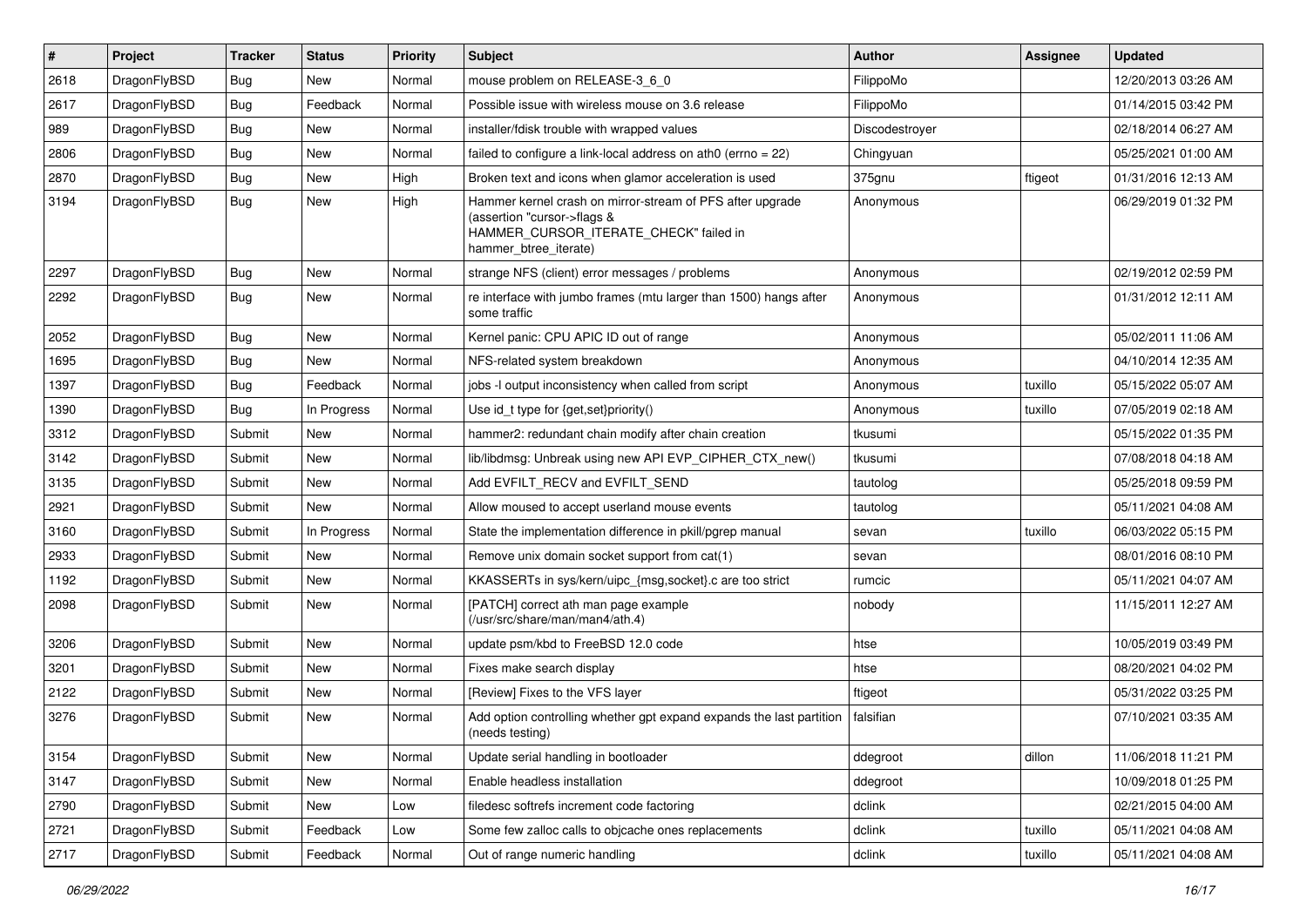| # | Project | Tracker | Status | Priority | Subject | Author | Assignee | Updated |
|---|---|---|---|---|---|---|---|---|
| 2618 | DragonFlyBSD | Bug | New | Normal | mouse problem on RELEASE-3_6_0 | FilippoMo | | 12/20/2013 03:26 AM |
| 2617 | DragonFlyBSD | Bug | Feedback | Normal | Possible issue with wireless mouse on 3.6 release | FilippoMo | | 01/14/2015 03:42 PM |
| 989 | DragonFlyBSD | Bug | New | Normal | installer/fdisk trouble with wrapped values | Discodestroyer | | 02/18/2014 06:27 AM |
| 2806 | DragonFlyBSD | Bug | New | Normal | failed to configure a link-local address on ath0 (errno = 22) | Chingyuan | | 05/25/2021 01:00 AM |
| 2870 | DragonFlyBSD | Bug | New | High | Broken text and icons when glamor acceleration is used | 375gnu | ftigeot | 01/31/2016 12:13 AM |
| 3194 | DragonFlyBSD | Bug | New | High | Hammer kernel crash on mirror-stream of PFS after upgrade (assertion "cursor->flags & HAMMER_CURSOR_ITERATE_CHECK" failed in hammer_btree_iterate) | Anonymous | | 06/29/2019 01:32 PM |
| 2297 | DragonFlyBSD | Bug | New | Normal | strange NFS (client) error messages / problems | Anonymous | | 02/19/2012 02:59 PM |
| 2292 | DragonFlyBSD | Bug | New | Normal | re interface with jumbo frames (mtu larger than 1500) hangs after some traffic | Anonymous | | 01/31/2012 12:11 AM |
| 2052 | DragonFlyBSD | Bug | New | Normal | Kernel panic: CPU APIC ID out of range | Anonymous | | 05/02/2011 11:06 AM |
| 1695 | DragonFlyBSD | Bug | New | Normal | NFS-related system breakdown | Anonymous | | 04/10/2014 12:35 AM |
| 1397 | DragonFlyBSD | Bug | Feedback | Normal | jobs -l output inconsistency when called from script | Anonymous | tuxillo | 05/15/2022 05:07 AM |
| 1390 | DragonFlyBSD | Bug | In Progress | Normal | Use id_t type for {get,set}priority() | Anonymous | tuxillo | 07/05/2019 02:18 AM |
| 3312 | DragonFlyBSD | Submit | New | Normal | hammer2: redundant chain modify after chain creation | tkusumi | | 05/15/2022 01:35 PM |
| 3142 | DragonFlyBSD | Submit | New | Normal | lib/libdmsg: Unbreak using new API EVP_CIPHER_CTX_new() | tkusumi | | 07/08/2018 04:18 AM |
| 3135 | DragonFlyBSD | Submit | New | Normal | Add EVFILT_RECV and EVFILT_SEND | tautolog | | 05/25/2018 09:59 PM |
| 2921 | DragonFlyBSD | Submit | New | Normal | Allow moused to accept userland mouse events | tautolog | | 05/11/2021 04:08 AM |
| 3160 | DragonFlyBSD | Submit | In Progress | Normal | State the implementation difference in pkill/pgrep manual | sevan | tuxillo | 06/03/2022 05:15 PM |
| 2933 | DragonFlyBSD | Submit | New | Normal | Remove unix domain socket support from cat(1) | sevan | | 08/01/2016 08:10 PM |
| 1192 | DragonFlyBSD | Submit | New | Normal | KKASSERTs in sys/kern/uipc_{msg,socket}.c are too strict | rumcic | | 05/11/2021 04:07 AM |
| 2098 | DragonFlyBSD | Submit | New | Normal | [PATCH] correct ath man page example (/usr/src/share/man/man4/ath.4) | nobody | | 11/15/2011 12:27 AM |
| 3206 | DragonFlyBSD | Submit | New | Normal | update psm/kbd to FreeBSD 12.0 code | htse | | 10/05/2019 03:49 PM |
| 3201 | DragonFlyBSD | Submit | New | Normal | Fixes make search display | htse | | 08/20/2021 04:02 PM |
| 2122 | DragonFlyBSD | Submit | New | Normal | [Review] Fixes to the VFS layer | ftigeot | | 05/31/2022 03:25 PM |
| 3276 | DragonFlyBSD | Submit | New | Normal | Add option controlling whether gpt expand expands the last partition (needs testing) | falsifian | | 07/10/2021 03:35 AM |
| 3154 | DragonFlyBSD | Submit | New | Normal | Update serial handling in bootloader | ddegroot | dillon | 11/06/2018 11:21 PM |
| 3147 | DragonFlyBSD | Submit | New | Normal | Enable headless installation | ddegroot | | 10/09/2018 01:25 PM |
| 2790 | DragonFlyBSD | Submit | New | Low | filedesc softrefs increment code factoring | dclink | | 02/21/2015 04:00 AM |
| 2721 | DragonFlyBSD | Submit | Feedback | Low | Some few zalloc calls to objcache ones replacements | dclink | tuxillo | 05/11/2021 04:08 AM |
| 2717 | DragonFlyBSD | Submit | Feedback | Normal | Out of range numeric handling | dclink | tuxillo | 05/11/2021 04:08 AM |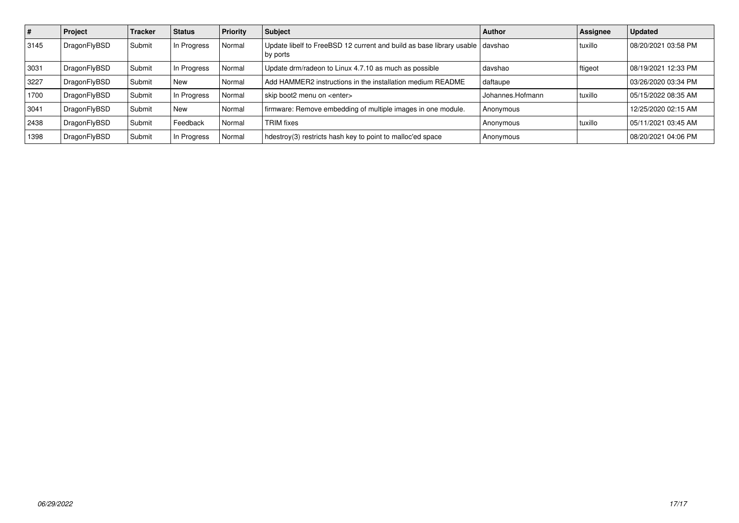| # | Project | Tracker | Status | Priority | Subject | Author | Assignee | Updated |
|---|---|---|---|---|---|---|---|---|
| 3145 | DragonFlyBSD | Submit | In Progress | Normal | Update libelf to FreeBSD 12 current and build as base library usable by ports | davshao | tuxillo | 08/20/2021 03:58 PM |
| 3031 | DragonFlyBSD | Submit | In Progress | Normal | Update drm/radeon to Linux 4.7.10 as much as possible | davshao | ftigeot | 08/19/2021 12:33 PM |
| 3227 | DragonFlyBSD | Submit | New | Normal | Add HAMMER2 instructions in the installation medium README | daftaupe | | 03/26/2020 03:34 PM |
| 1700 | DragonFlyBSD | Submit | In Progress | Normal | skip boot2 menu on <enter> | Johannes.Hofmann | tuxillo | 05/15/2022 08:35 AM |
| 3041 | DragonFlyBSD | Submit | New | Normal | firmware: Remove embedding of multiple images in one module. | Anonymous | | 12/25/2020 02:15 AM |
| 2438 | DragonFlyBSD | Submit | Feedback | Normal | TRIM fixes | Anonymous | tuxillo | 05/11/2021 03:45 AM |
| 1398 | DragonFlyBSD | Submit | In Progress | Normal | hdestroy(3) restricts hash key to point to malloc'ed space | Anonymous | | 08/20/2021 04:06 PM |